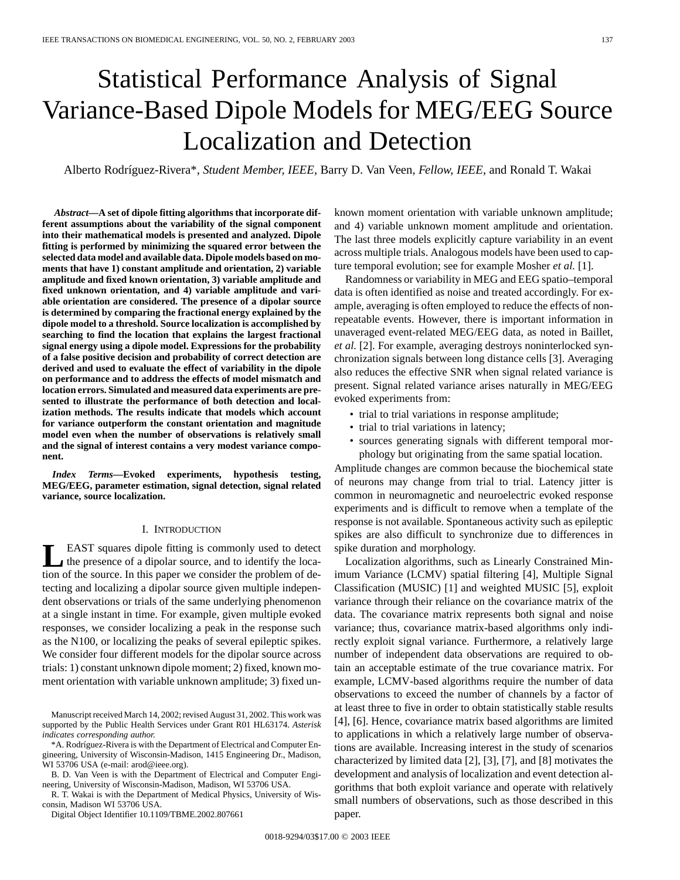# Statistical Performance Analysis of Signal Variance-Based Dipole Models for MEG/EEG Source Localization and Detection

Alberto Rodríguez-Rivera*, *Student Member, IEEE*, Barry D. Van Veen, *Fellow, IEEE*, and Ronald T. Wakai

***Abstract*—A set of dipole fitting algorithms that incorporate different assumptions about the variability of the signal component into their mathematical models is presented and analyzed. Dipole fitting is performed by minimizing the squared error between the selected data model and available data. Dipole models based on moments that have 1) constant amplitude and orientation, 2) variable amplitude and fixed known orientation, 3) variable amplitude and fixed unknown orientation, and 4) variable amplitude and variable orientation are considered. The presence of a dipolar source is determined by comparing the fractional energy explained by the dipole model to a threshold. Source localization is accomplished by searching to find the location that explains the largest fractional signal energy using a dipole model. Expressions for the probability of a false positive decision and probability of correct detection are derived and used to evaluate the effect of variability in the dipole on performance and to address the effects of model mismatch and location errors. Simulated and measured data experiments are presented to illustrate the performance of both detection and localization methods. The results indicate that models which account for variance outperform the constant orientation and magnitude model even when the number of observations is relatively small and the signal of interest contains a very modest variance component.**

***Index Terms*—Evoked experiments, hypothesis testing, MEG/EEG, parameter estimation, signal detection, signal related variance, source localization.**

## I. Introduction

LEAST squares dipole fitting is commonly used to detect the presence of a dipolar source, and to identify the location of the source. In this paper we consider the problem of detecting and localizing a dipolar source given multiple independent observations or trials of the same underlying phenomenon at a single instant in time. For example, given multiple evoked responses, we consider localizing a peak in the response such as the N100, or localizing the peaks of several epileptic spikes. We consider four different models for the dipolar source across trials: 1) constant unknown dipole moment; 2) fixed, known moment orientation with variable unknown amplitude; 3) fixed unknown moment orientation with variable unknown amplitude; and 4) variable unknown moment amplitude and orientation. The last three models explicitly capture variability in an event across multiple trials. Analogous models have been used to capture temporal evolution; see for example Mosher *et al.* [1].

Randomness or variability in MEG and EEG spatio–temporal data is often identified as noise and treated accordingly. For example, averaging is often employed to reduce the effects of nonrepeatable events. However, there is important information in unaveraged event-related MEG/EEG data, as noted in Baillet, *et al.* [2]. For example, averaging destroys noninterlocked synchronization signals between long distance cells [3]. Averaging also reduces the effective SNR when signal related variance is present. Signal related variance arises naturally in MEG/EEG evoked experiments from:

- trial to trial variations in response amplitude;
- trial to trial variations in latency;
- sources generating signals with different temporal morphology but originating from the same spatial location.

Amplitude changes are common because the biochemical state of neurons may change from trial to trial. Latency jitter is common in neuromagnetic and neuroelectric evoked response experiments and is difficult to remove when a template of the response is not available. Spontaneous activity such as epileptic spikes are also difficult to synchronize due to differences in spike duration and morphology.

Localization algorithms, such as Linearly Constrained Minimum Variance (LCMV) spatial filtering [4], Multiple Signal Classification (MUSIC) [1] and weighted MUSIC [5], exploit variance through their reliance on the covariance matrix of the data. The covariance matrix represents both signal and noise variance; thus, covariance matrix-based algorithms only indirectly exploit signal variance. Furthermore, a relatively large number of independent data observations are required to obtain an acceptable estimate of the true covariance matrix. For example, LCMV-based algorithms require the number of data observations to exceed the number of channels by a factor of at least three to five in order to obtain statistically stable results [4], [6]. Hence, covariance matrix based algorithms are limited to applications in which a relatively large number of observations are available. Increasing interest in the study of scenarios characterized by limited data [2], [3], [7], and [8] motivates the development and analysis of localization and event detection algorithms that both exploit variance and operate with relatively small numbers of observations, such as those described in this paper.

Manuscript received March 14, 2002; revised August 31, 2002. This work was supported by the Public Health Services under Grant R01 HL63174. *Asterisk indicates corresponding author.*

*A. Rodríguez-Rivera is with the Department of Electrical and Computer Engineering, University of Wisconsin-Madison, 1415 Engineering Dr., Madison, WI 53706 USA (e-mail: arod@ieee.org).

B. D. Van Veen is with the Department of Electrical and Computer Engineering, University of Wisconsin-Madison, Madison, WI 53706 USA.

R. T. Wakai is with the Department of Medical Physics, University of Wisconsin, Madison WI 53706 USA.

Digital Object Identifier 10.1109/TBME.2002.807661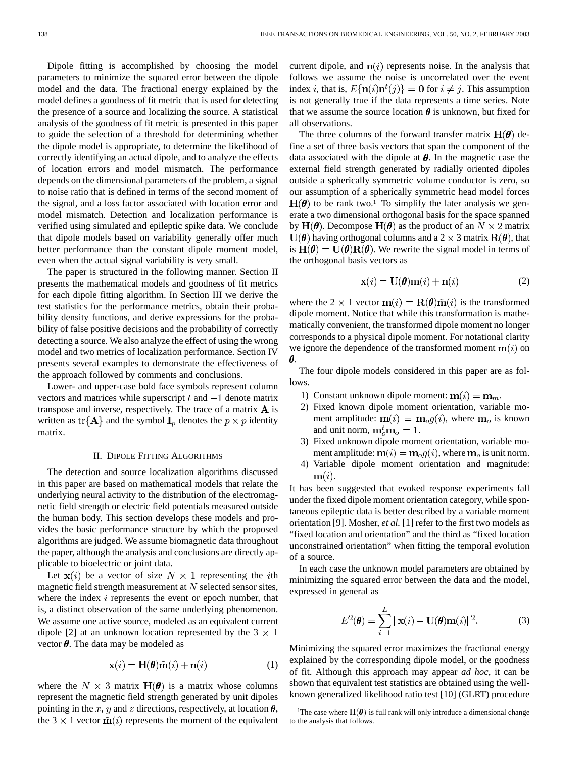Dipole fitting is accomplished by choosing the model parameters to minimize the squared error between the dipole model and the data. The fractional energy explained by the model defines a goodness of fit metric that is used for detecting the presence of a source and localizing the source. A statistical analysis of the goodness of fit metric is presented in this paper to guide the selection of a threshold for determining whether the dipole model is appropriate, to determine the likelihood of correctly identifying an actual dipole, and to analyze the effects of location errors and model mismatch. The performance depends on the dimensional parameters of the problem, a signal to noise ratio that is defined in terms of the second moment of the signal, and a loss factor associated with location error and model mismatch. Detection and localization performance is verified using simulated and epileptic spike data. We conclude that dipole models based on variability generally offer much better performance than the constant dipole moment model, even when the actual signal variability is very small.

The paper is structured in the following manner. Section II presents the mathematical models and goodness of fit metrics for each dipole fitting algorithm. In Section III we derive the test statistics for the performance metrics, obtain their probability density functions, and derive expressions for the probability of false positive decisions and the probability of correctly detecting a source. We also analyze the effect of using the wrong model and two metrics of localization performance. Section IV presents several examples to demonstrate the effectiveness of the approach followed by comments and conclusions.

Lower- and upper-case bold face symbols represent column vectors and matrices while superscript $t$ and $-1$ denote matrix transpose and inverse, respectively. The trace of a matrix $\mathbf{A}$ is written as $\mathrm{tr}\{\mathbf{A}\}$ and the symbol $\mathbf{I}_p$ denotes the $p \times p$ identity matrix.

## II. Dipole Fitting Algorithms

The detection and source localization algorithms discussed in this paper are based on mathematical models that relate the underlying neural activity to the distribution of the electromagnetic field strength or electric field potentials measured outside the human body. This section develops these models and provides the basic performance structure by which the proposed algorithms are judged. We assume biomagnetic data throughout the paper, although the analysis and conclusions are directly applicable to bioelectric or joint data.

Let $\mathbf{x}(i)$ be a vector of size $N \times 1$ representing the $i$th magnetic field strength measurement at $N$ selected sensor sites, where the index $i$ represents the event or epoch number, that is, a distinct observation of the same underlying phenomenon. We assume one active source, modeled as an equivalent current dipole [2] at an unknown location represented by the $3 \times 1$ vector $\boldsymbol{\theta}$. The data may be modeled as

$$\mathbf{x}(i) = \mathbf{H}(\boldsymbol{\theta})\tilde{\mathbf{m}}(i) + \mathbf{n}(i) \tag{1}$$

where the $N \times 3$ matrix $\mathbf{H}(\boldsymbol{\theta})$ is a matrix whose columns represent the magnetic field strength generated by unit dipoles pointing in the $x$, $y$ and $z$ directions, respectively, at location $\boldsymbol{\theta}$, the $3 \times 1$ vector $\tilde{\mathbf{m}}(i)$ represents the moment of the equivalent current dipole, and $\mathbf{n}(i)$ represents noise. In the analysis that follows we assume the noise is uncorrelated over the event index $i$, that is, $E\{\mathbf{n}(i)\mathbf{n}^t(j)\} = \mathbf{0}$ for $i \neq j$. This assumption is not generally true if the data represents a time series. Note that we assume the source location $\boldsymbol{\theta}$ is unknown, but fixed for all observations.

The three columns of the forward transfer matrix $\mathbf{H}(\boldsymbol{\theta})$ define a set of three basis vectors that span the component of the data associated with the dipole at $\boldsymbol{\theta}$. In the magnetic case the external field strength generated by radially oriented dipoles outside a spherically symmetric volume conductor is zero, so our assumption of a spherically symmetric head model forces $\mathbf{H}(\boldsymbol{\theta})$ to be rank two.[1] To simplify the later analysis we generate a two dimensional orthogonal basis for the space spanned by $\mathbf{H}(\boldsymbol{\theta})$. Decompose $\mathbf{H}(\boldsymbol{\theta})$ as the product of an $N \times 2$ matrix $\mathbf{U}(\boldsymbol{\theta})$ having orthogonal columns and a $2 \times 3$ matrix $\mathbf{R}(\boldsymbol{\theta})$, that is $\mathbf{H}(\boldsymbol{\theta}) = \mathbf{U}(\boldsymbol{\theta})\mathbf{R}(\boldsymbol{\theta})$. We rewrite the signal model in terms of the orthogonal basis vectors as

$$\mathbf{x}(i) = \mathbf{U}(\boldsymbol{\theta})\mathbf{m}(i) + \mathbf{n}(i) \tag{2}$$

where the $2 \times 1$ vector $\mathbf{m}(i) = \mathbf{R}(\boldsymbol{\theta})\tilde{\mathbf{m}}(i)$ is the transformed dipole moment. Notice that while this transformation is mathematically convenient, the transformed dipole moment no longer corresponds to a physical dipole moment. For notational clarity we ignore the dependence of the transformed moment $\mathbf{m}(i)$ on $\boldsymbol{\theta}$.

The four dipole models considered in this paper are as follows.

1) Constant unknown dipole moment: $\mathbf{m}(i) = \mathbf{m}_m$.
2) Fixed known dipole moment orientation, variable moment amplitude: $\mathbf{m}(i) = \mathbf{m}_o g(i)$, where $\mathbf{m}_o$ is known and unit norm, $\mathbf{m}_o^t\mathbf{m}_o = 1$.
3) Fixed unknown dipole moment orientation, variable moment amplitude: $\mathbf{m}(i) = \mathbf{m}_o g(i)$, where $\mathbf{m}_o$ is unit norm.
4) Variable dipole moment orientation and magnitude: $\mathbf{m}(i)$.

It has been suggested that evoked response experiments fall under the fixed dipole moment orientation category, while spontaneous epileptic data is better described by a variable moment orientation [9]. Mosher, *et al.* [1] refer to the first two models as "fixed location and orientation" and the third as "fixed location unconstrained orientation" when fitting the temporal evolution of a source.

In each case the unknown model parameters are obtained by minimizing the squared error between the data and the model, expressed in general as

$$E^2(\boldsymbol{\theta}) = \sum_{i=1}^{L} \|\mathbf{x}(i) - \mathbf{U}(\boldsymbol{\theta})\mathbf{m}(i)\|^2. \tag{3}$$

Minimizing the squared error maximizes the fractional energy explained by the corresponding dipole model, or the goodness of fit. Although this approach may appear *ad hoc*, it can be shown that equivalent test statistics are obtained using the well-known generalized likelihood ratio test [10] (GLRT) procedure

[1] The case where $\mathbf{H}(\boldsymbol{\theta})$ is full rank will only introduce a dimensional change to the analysis that follows.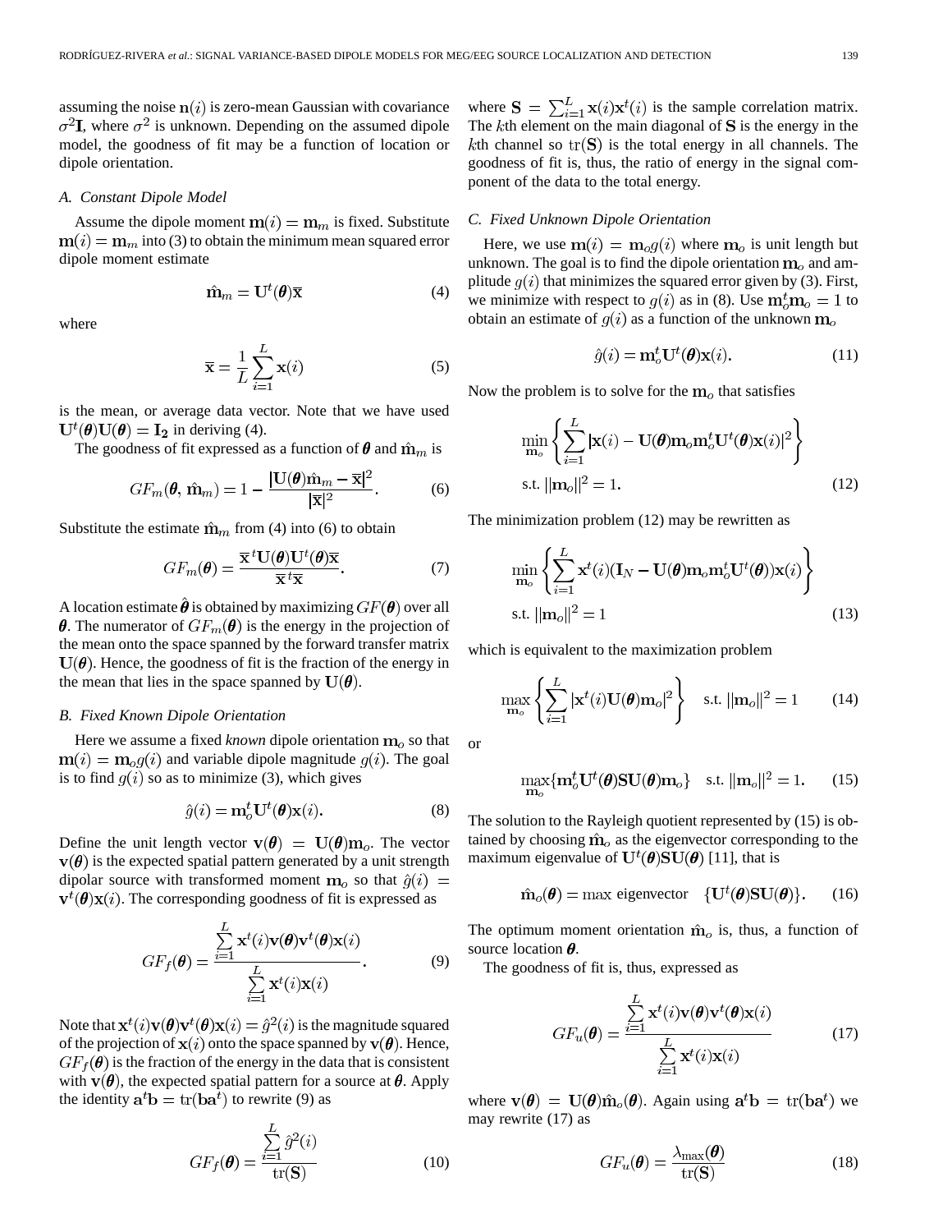assuming the noise $\mathbf{n}(i)$ is zero-mean Gaussian with covariance $\sigma^2\mathbf{I}$, where $\sigma^2$ is unknown. Depending on the assumed dipole model, the goodness of fit may be a function of location or dipole orientation.

### A. Constant Dipole Model

Assume the dipole moment $\mathbf{m}(i) = \mathbf{m}_m$ is fixed. Substitute $\mathbf{m}(i) = \mathbf{m}_m$ into (3) to obtain the minimum mean squared error dipole moment estimate

$$\hat{\mathbf{m}}_m = \mathbf{U}^t(\boldsymbol{\theta})\bar{\mathbf{x}} \tag{4}$$

where

$$\bar{\mathbf{x}} = \frac{1}{L}\sum_{i=1}^{L}\mathbf{x}(i) \tag{5}$$

is the mean, or average data vector. Note that we have used $\mathbf{U}^t(\boldsymbol{\theta})\mathbf{U}(\boldsymbol{\theta}) = \mathbf{I_2}$ in deriving (4).

The goodness of fit expressed as a function of $\boldsymbol{\theta}$ and $\hat{\mathbf{m}}_m$ is

$$GF_m(\boldsymbol{\theta}, \hat{\mathbf{m}}_m) = 1 - \frac{|\mathbf{U}(\boldsymbol{\theta})\hat{\mathbf{m}}_m - \bar{\mathbf{x}}|^2}{|\bar{\mathbf{x}}|^2}. \tag{6}$$

Substitute the estimate $\hat{\mathbf{m}}_m$ from (4) into (6) to obtain

$$GF_m(\boldsymbol{\theta}) = \frac{\bar{\mathbf{x}}^t\mathbf{U}(\boldsymbol{\theta})\mathbf{U}^t(\boldsymbol{\theta})\bar{\mathbf{x}}}{\bar{\mathbf{x}}^t\bar{\mathbf{x}}}. \tag{7}$$

A location estimate $\hat{\boldsymbol{\theta}}$ is obtained by maximizing $GF(\boldsymbol{\theta})$ over all $\boldsymbol{\theta}$. The numerator of $GF_m(\boldsymbol{\theta})$ is the energy in the projection of the mean onto the space spanned by the forward transfer matrix $\mathbf{U}(\boldsymbol{\theta})$. Hence, the goodness of fit is the fraction of the energy in the mean that lies in the space spanned by $\mathbf{U}(\boldsymbol{\theta})$.

### B. Fixed Known Dipole Orientation

Here we assume a fixed *known* dipole orientation $\mathbf{m}_o$ so that $\mathbf{m}(i) = \mathbf{m}_o g(i)$ and variable dipole magnitude $g(i)$. The goal is to find $g(i)$ so as to minimize (3), which gives

$$\hat{g}(i) = \mathbf{m}_o^t\mathbf{U}^t(\boldsymbol{\theta})\mathbf{x}(i). \tag{8}$$

Define the unit length vector $\mathbf{v}(\boldsymbol{\theta}) = \mathbf{U}(\boldsymbol{\theta})\mathbf{m}_o$. The vector $\mathbf{v}(\boldsymbol{\theta})$ is the expected spatial pattern generated by a unit strength dipolar source with transformed moment $\mathbf{m}_o$ so that $\hat{g}(i) = \mathbf{v}^t(\boldsymbol{\theta})\mathbf{x}(i)$. The corresponding goodness of fit is expressed as

$$GF_f(\boldsymbol{\theta}) = \frac{\sum_{i=1}^{L}\mathbf{x}^t(i)\mathbf{v}(\boldsymbol{\theta})\mathbf{v}^t(\boldsymbol{\theta})\mathbf{x}(i)}{\sum_{i=1}^{L}\mathbf{x}^t(i)\mathbf{x}(i)}. \tag{9}$$

Note that $\mathbf{x}^t(i)\mathbf{v}(\boldsymbol{\theta})\mathbf{v}^t(\boldsymbol{\theta})\mathbf{x}(i) = \hat{g}^2(i)$ is the magnitude squared of the projection of $\mathbf{x}(i)$ onto the space spanned by $\mathbf{v}(\boldsymbol{\theta})$. Hence, $GF_f(\boldsymbol{\theta})$ is the fraction of the energy in the data that is consistent with $\mathbf{v}(\boldsymbol{\theta})$, the expected spatial pattern for a source at $\boldsymbol{\theta}$. Apply the identity $\mathbf{a}^t\mathbf{b} = \mathrm{tr}(\mathbf{b}\mathbf{a}^t)$ to rewrite (9) as

$$GF_f(\boldsymbol{\theta}) = \frac{\sum_{i=1}^{L}\hat{g}^2(i)}{\mathrm{tr}(\mathbf{S})} \tag{10}$$

where $\mathbf{S} = \sum_{i=1}^{L}\mathbf{x}(i)\mathbf{x}^t(i)$ is the sample correlation matrix. The $k$th element on the main diagonal of $\mathbf{S}$ is the energy in the $k$th channel so $\mathrm{tr}(\mathbf{S})$ is the total energy in all channels. The goodness of fit is, thus, the ratio of energy in the signal component of the data to the total energy.

### C. Fixed Unknown Dipole Orientation

Here, we use $\mathbf{m}(i) = \mathbf{m}_o g(i)$ where $\mathbf{m}_o$ is unit length but unknown. The goal is to find the dipole orientation $\mathbf{m}_o$ and amplitude $g(i)$ that minimizes the squared error given by (3). First, we minimize with respect to $g(i)$ as in (8). Use $\mathbf{m}_o^t\mathbf{m}_o = 1$ to obtain an estimate of $g(i)$ as a function of the unknown $\mathbf{m}_o$

$$\hat{g}(i) = \mathbf{m}_o^t\mathbf{U}^t(\boldsymbol{\theta})\mathbf{x}(i). \tag{11}$$

Now the problem is to solve for the $\mathbf{m}_o$ that satisfies

$$\min_{\mathbf{m}_o}\left\{\sum_{i=1}^{L}|\mathbf{x}(i) - \mathbf{U}(\boldsymbol{\theta})\mathbf{m}_o\mathbf{m}_o^t\mathbf{U}^t(\boldsymbol{\theta})\mathbf{x}(i)|^2\right\} \quad \text{s.t. } \|\mathbf{m}_o\|^2 = 1. \tag{12}$$

The minimization problem (12) may be rewritten as

$$\min_{\mathbf{m}_o}\left\{\sum_{i=1}^{L}\mathbf{x}^t(i)(\mathbf{I}_N - \mathbf{U}(\boldsymbol{\theta})\mathbf{m}_o\mathbf{m}_o^t\mathbf{U}^t(\boldsymbol{\theta}))\mathbf{x}(i)\right\} \quad \text{s.t. } \|\mathbf{m}_o\|^2 = 1 \tag{13}$$

which is equivalent to the maximization problem

$$\max_{\mathbf{m}_o}\left\{\sum_{i=1}^{L}|\mathbf{x}^t(i)\mathbf{U}(\boldsymbol{\theta})\mathbf{m}_o|^2\right\} \quad \text{s.t. } \|\mathbf{m}_o\|^2 = 1 \tag{14}$$

or

$$\max_{\mathbf{m}_o}\{\mathbf{m}_o^t\mathbf{U}^t(\boldsymbol{\theta})\mathbf{S}\mathbf{U}(\boldsymbol{\theta})\mathbf{m}_o\} \quad \text{s.t. } \|\mathbf{m}_o\|^2 = 1. \tag{15}$$

The solution to the Rayleigh quotient represented by (15) is obtained by choosing $\hat{\mathbf{m}}_o$ as the eigenvector corresponding to the maximum eigenvalue of $\mathbf{U}^t(\boldsymbol{\theta})\mathbf{S}\mathbf{U}(\boldsymbol{\theta})$ [11], that is

$$\hat{\mathbf{m}}_o(\boldsymbol{\theta}) = \max \text{ eigenvector } \quad \{\mathbf{U}^t(\boldsymbol{\theta})\mathbf{S}\mathbf{U}(\boldsymbol{\theta})\}. \tag{16}$$

The optimum moment orientation $\hat{\mathbf{m}}_o$ is, thus, a function of source location $\boldsymbol{\theta}$.

The goodness of fit is, thus, expressed as

$$GF_u(\boldsymbol{\theta}) = \frac{\sum_{i=1}^{L}\mathbf{x}^t(i)\mathbf{v}(\boldsymbol{\theta})\mathbf{v}^t(\boldsymbol{\theta})\mathbf{x}(i)}{\sum_{i=1}^{L}\mathbf{x}^t(i)\mathbf{x}(i)} \tag{17}$$

where $\mathbf{v}(\boldsymbol{\theta}) = \mathbf{U}(\boldsymbol{\theta})\hat{\mathbf{m}}_o(\boldsymbol{\theta})$. Again using $\mathbf{a}^t\mathbf{b} = \mathrm{tr}(\mathbf{b}\mathbf{a}^t)$ we may rewrite (17) as

$$GF_u(\boldsymbol{\theta}) = \frac{\lambda_{\max}(\boldsymbol{\theta})}{\mathrm{tr}(\mathbf{S})} \tag{18}$$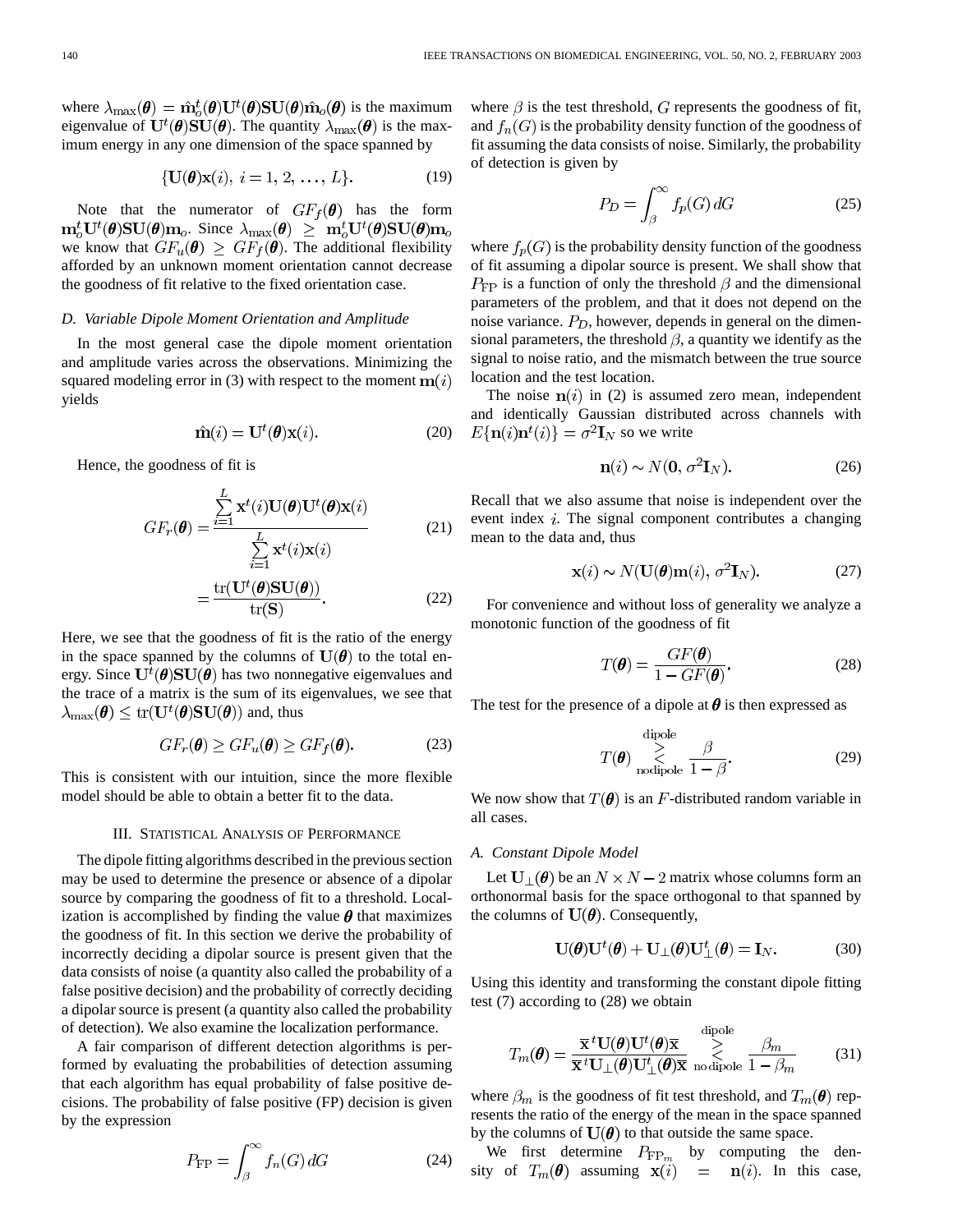where $\lambda_{\max}(\boldsymbol{\theta}) = \hat{\mathbf{m}}_o^t(\boldsymbol{\theta})\mathbf{U}^t(\boldsymbol{\theta})\mathbf{S}\mathbf{U}(\boldsymbol{\theta})\hat{\mathbf{m}}_o(\boldsymbol{\theta})$ is the maximum eigenvalue of $\mathbf{U}^t(\boldsymbol{\theta})\mathbf{S}\mathbf{U}(\boldsymbol{\theta})$. The quantity $\lambda_{\max}(\boldsymbol{\theta})$ is the maximum energy in any one dimension of the space spanned by

$$\{\mathbf{U}(\boldsymbol{\theta})\mathbf{x}(i),\ i = 1, 2, \ldots, L\}. \tag{19}$$

Note that the numerator of $GF_f(\boldsymbol{\theta})$ has the form $\mathbf{m}_o^t\mathbf{U}^t(\boldsymbol{\theta})\mathbf{S}\mathbf{U}(\boldsymbol{\theta})\mathbf{m}_o$. Since $\lambda_{\max}(\boldsymbol{\theta}) \geq \mathbf{m}_o^t\mathbf{U}^t(\boldsymbol{\theta})\mathbf{S}\mathbf{U}(\boldsymbol{\theta})\mathbf{m}_o$ we know that $GF_u(\boldsymbol{\theta}) \geq GF_f(\boldsymbol{\theta})$. The additional flexibility afforded by an unknown moment orientation cannot decrease the goodness of fit relative to the fixed orientation case.

### D. Variable Dipole Moment Orientation and Amplitude

In the most general case the dipole moment orientation and amplitude varies across the observations. Minimizing the squared modeling error in (3) with respect to the moment $\mathbf{m}(i)$ yields

$$\hat{\mathbf{m}}(i) = \mathbf{U}^t(\boldsymbol{\theta})\mathbf{x}(i). \tag{20}$$

Hence, the goodness of fit is

$$GF_r(\boldsymbol{\theta}) = \frac{\sum_{i=1}^{L} \mathbf{x}^t(i)\mathbf{U}(\boldsymbol{\theta})\mathbf{U}^t(\boldsymbol{\theta})\mathbf{x}(i)}{\sum_{i=1}^{L} \mathbf{x}^t(i)\mathbf{x}(i)} \tag{21}$$

$$= \frac{\mathrm{tr}(\mathbf{U}^t(\boldsymbol{\theta})\mathbf{S}\mathbf{U}(\boldsymbol{\theta}))}{\mathrm{tr}(\mathbf{S})}. \tag{22}$$

Here, we see that the goodness of fit is the ratio of the energy in the space spanned by the columns of $\mathbf{U}(\boldsymbol{\theta})$ to the total energy. Since $\mathbf{U}^t(\boldsymbol{\theta})\mathbf{S}\mathbf{U}(\boldsymbol{\theta})$ has two nonnegative eigenvalues and the trace of a matrix is the sum of its eigenvalues, we see that $\lambda_{\max}(\boldsymbol{\theta}) \leq \mathrm{tr}(\mathbf{U}^t(\boldsymbol{\theta})\mathbf{S}\mathbf{U}(\boldsymbol{\theta}))$ and, thus

$$GF_r(\boldsymbol{\theta}) \geq GF_u(\boldsymbol{\theta}) \geq GF_f(\boldsymbol{\theta}). \tag{23}$$

This is consistent with our intuition, since the more flexible model should be able to obtain a better fit to the data.

## III. Statistical Analysis of Performance

The dipole fitting algorithms described in the previous section may be used to determine the presence or absence of a dipolar source by comparing the goodness of fit to a threshold. Localization is accomplished by finding the value $\boldsymbol{\theta}$ that maximizes the goodness of fit. In this section we derive the probability of incorrectly deciding a dipolar source is present given that the data consists of noise (a quantity also called the probability of a false positive decision) and the probability of correctly deciding a dipolar source is present (a quantity also called the probability of detection). We also examine the localization performance.

A fair comparison of different detection algorithms is performed by evaluating the probabilities of detection assuming that each algorithm has equal probability of false positive decisions. The probability of false positive (FP) decision is given by the expression

$$P_{\mathrm{FP}} = \int_{\beta}^{\infty} f_n(G)\, dG \tag{24}$$

where $\beta$ is the test threshold, $G$ represents the goodness of fit, and $f_n(G)$ is the probability density function of the goodness of fit assuming the data consists of noise. Similarly, the probability of detection is given by

$$P_D = \int_{\beta}^{\infty} f_p(G)\, dG \tag{25}$$

where $f_p(G)$ is the probability density function of the goodness of fit assuming a dipolar source is present. We shall show that $P_{\mathrm{FP}}$ is a function of only the threshold $\beta$ and the dimensional parameters of the problem, and that it does not depend on the noise variance. $P_D$, however, depends in general on the dimensional parameters, the threshold $\beta$, a quantity we identify as the signal to noise ratio, and the mismatch between the true source location and the test location.

The noise $\mathbf{n}(i)$ in (2) is assumed zero mean, independent and identically Gaussian distributed across channels with $E\{\mathbf{n}(i)\mathbf{n}^t(i)\} = \sigma^2\mathbf{I}_N$ so we write

$$\mathbf{n}(i) \sim N(\mathbf{0}, \sigma^2\mathbf{I}_N). \tag{26}$$

Recall that we also assume that noise is independent over the event index $i$. The signal component contributes a changing mean to the data and, thus

$$\mathbf{x}(i) \sim N(\mathbf{U}(\boldsymbol{\theta})\mathbf{m}(i), \sigma^2\mathbf{I}_N). \tag{27}$$

For convenience and without loss of generality we analyze a monotonic function of the goodness of fit

$$T(\boldsymbol{\theta}) = \frac{GF(\boldsymbol{\theta})}{1 - GF(\boldsymbol{\theta})}. \tag{28}$$

The test for the presence of a dipole at $\boldsymbol{\theta}$ is then expressed as

$$T(\boldsymbol{\theta}) \underset{\text{nodipole}}{\overset{\text{dipole}}{\gtrless}} \frac{\beta}{1-\beta}. \tag{29}$$

We now show that $T(\boldsymbol{\theta})$ is an $F$-distributed random variable in all cases.

### A. Constant Dipole Model

Let $\mathbf{U}_{\perp}(\boldsymbol{\theta})$ be an $N \times N-2$ matrix whose columns form an orthonormal basis for the space orthogonal to that spanned by the columns of $\mathbf{U}(\boldsymbol{\theta})$. Consequently,

$$\mathbf{U}(\boldsymbol{\theta})\mathbf{U}^t(\boldsymbol{\theta}) + \mathbf{U}_{\perp}(\boldsymbol{\theta})\mathbf{U}_{\perp}^t(\boldsymbol{\theta}) = \mathbf{I}_N. \tag{30}$$

Using this identity and transforming the constant dipole fitting test (7) according to (28) we obtain

$$T_m(\boldsymbol{\theta}) = \frac{\bar{\mathbf{x}}^t\mathbf{U}(\boldsymbol{\theta})\mathbf{U}^t(\boldsymbol{\theta})\bar{\mathbf{x}}}{\bar{\mathbf{x}}^t\mathbf{U}_{\perp}(\boldsymbol{\theta})\mathbf{U}_{\perp}^t(\boldsymbol{\theta})\bar{\mathbf{x}}} \underset{\text{no dipole}}{\overset{\text{dipole}}{\gtrless}} \frac{\beta_m}{1-\beta_m} \tag{31}$$

where $\beta_m$ is the goodness of fit test threshold, and $T_m(\boldsymbol{\theta})$ represents the ratio of the energy of the mean in the space spanned by the columns of $\mathbf{U}(\boldsymbol{\theta})$ to that outside the same space.

We first determine $P_{\mathrm{FP}_m}$ by computing the density of $T_m(\boldsymbol{\theta})$ assuming $\mathbf{x}(i) = \mathbf{n}(i)$. In this case,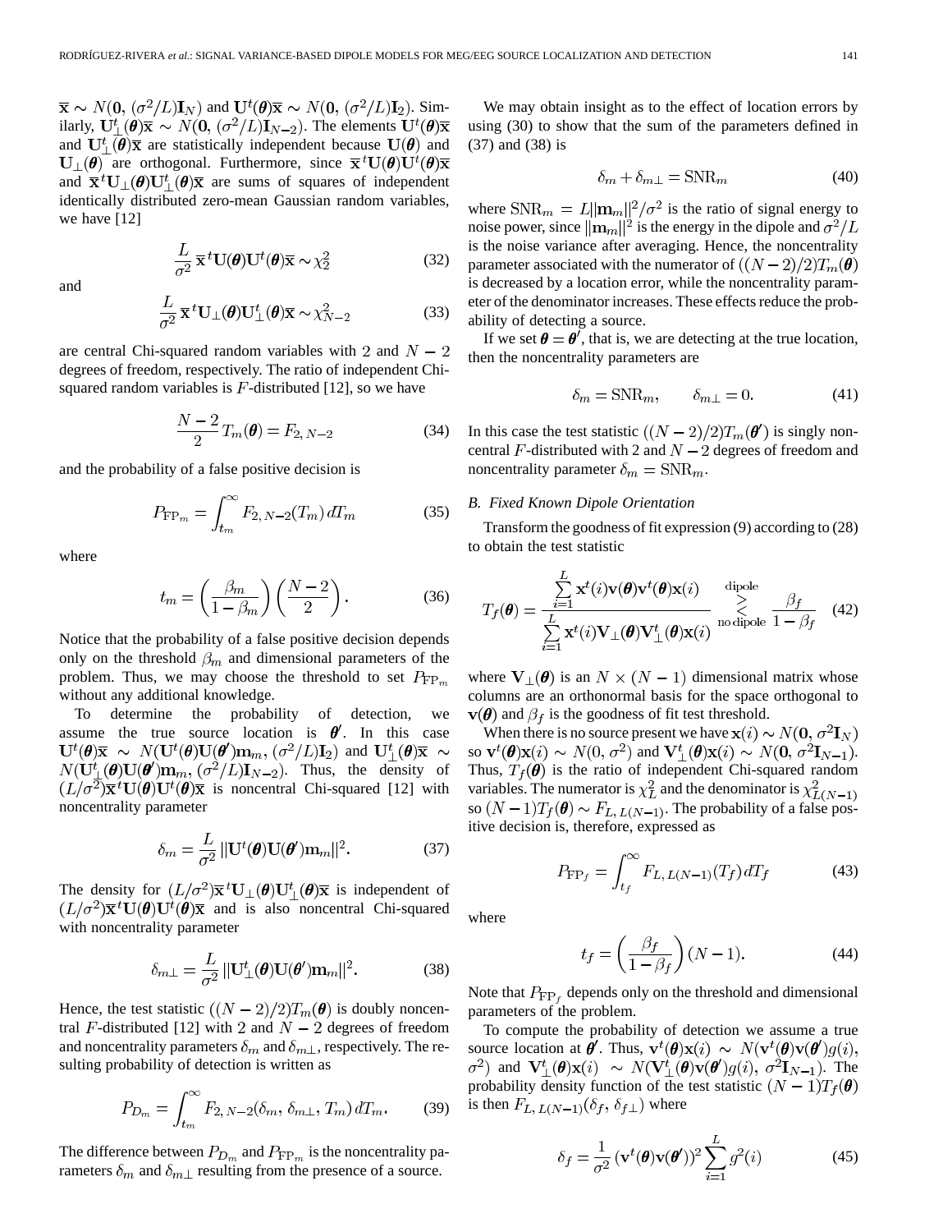$\bar{\mathbf{x}} \sim N(\mathbf{0}, (\sigma^2/L)\mathbf{I}_N)$ and $\mathbf{U}^t(\boldsymbol{\theta})\bar{\mathbf{x}} \sim N(\mathbf{0}, (\sigma^2/L)\mathbf{I}_2)$. Similarly, $\mathbf{U}_\perp^t(\boldsymbol{\theta})\bar{\mathbf{x}} \sim N(\mathbf{0}, (\sigma^2/L)\mathbf{I}_{N-2})$. The elements $\mathbf{U}^t(\boldsymbol{\theta})\bar{\mathbf{x}}$ and $\mathbf{U}_\perp^t(\boldsymbol{\theta})\bar{\mathbf{x}}$ are statistically independent because $\mathbf{U}(\boldsymbol{\theta})$ and $\mathbf{U}_\perp(\boldsymbol{\theta})$ are orthogonal. Furthermore, since $\bar{\mathbf{x}}^t\mathbf{U}(\boldsymbol{\theta})\mathbf{U}^t(\boldsymbol{\theta})\bar{\mathbf{x}}$ and $\bar{\mathbf{x}}^t\mathbf{U}_\perp(\boldsymbol{\theta})\mathbf{U}_\perp^t(\boldsymbol{\theta})\bar{\mathbf{x}}$ are sums of squares of independent identically distributed zero-mean Gaussian random variables, we have [12]

$$\frac{L}{\sigma^2}\,\bar{\mathbf{x}}^t\mathbf{U}(\boldsymbol{\theta})\mathbf{U}^t(\boldsymbol{\theta})\bar{\mathbf{x}} \sim \chi_2^2 \tag{32}$$

and

$$\frac{L}{\sigma^2}\,\bar{\mathbf{x}}^t\mathbf{U}_\perp(\boldsymbol{\theta})\mathbf{U}_\perp^t(\boldsymbol{\theta})\bar{\mathbf{x}} \sim \chi_{N-2}^2 \tag{33}$$

are central Chi-squared random variables with 2 and $N-2$ degrees of freedom, respectively. The ratio of independent Chi-squared random variables is $F$-distributed [12], so we have

$$\frac{N-2}{2}T_m(\boldsymbol{\theta}) = F_{2,\,N-2} \tag{34}$$

and the probability of a false positive decision is

$$P_{\mathrm{FP}_m} = \int_{t_m}^{\infty} F_{2,\,N-2}(T_m)\,dT_m \tag{35}$$

where

$$t_m = \left(\frac{\beta_m}{1-\beta_m}\right)\left(\frac{N-2}{2}\right). \tag{36}$$

Notice that the probability of a false positive decision depends only on the threshold $\beta_m$ and dimensional parameters of the problem. Thus, we may choose the threshold to set $P_{\mathrm{FP}_m}$ without any additional knowledge.

To determine the probability of detection, we assume the true source location is $\boldsymbol{\theta}'$. In this case $\mathbf{U}^t(\boldsymbol{\theta})\bar{\mathbf{x}} \sim N(\mathbf{U}^t(\boldsymbol{\theta})\mathbf{U}(\boldsymbol{\theta}')\mathbf{m}_m, (\sigma^2/L)\mathbf{I}_2)$ and $\mathbf{U}_\perp^t(\boldsymbol{\theta})\bar{\mathbf{x}} \sim N(\mathbf{U}_\perp^t(\boldsymbol{\theta})\mathbf{U}(\boldsymbol{\theta}')\mathbf{m}_m, (\sigma^2/L)\mathbf{I}_{N-2})$. Thus, the density of $(L/\sigma^2)\bar{\mathbf{x}}^t\mathbf{U}(\boldsymbol{\theta})\mathbf{U}^t(\boldsymbol{\theta})\bar{\mathbf{x}}$ is noncentral Chi-squared [12] with noncentrality parameter

$$\delta_m = \frac{L}{\sigma^2}\,\|\mathbf{U}^t(\boldsymbol{\theta})\mathbf{U}(\boldsymbol{\theta}')\mathbf{m}_m\|^2. \tag{37}$$

The density for $(L/\sigma^2)\bar{\mathbf{x}}^t\mathbf{U}_\perp(\boldsymbol{\theta})\mathbf{U}_\perp^t(\boldsymbol{\theta})\bar{\mathbf{x}}$ is independent of $(L/\sigma^2)\bar{\mathbf{x}}^t\mathbf{U}(\boldsymbol{\theta})\mathbf{U}^t(\boldsymbol{\theta})\bar{\mathbf{x}}$ and is also noncentral Chi-squared with noncentrality parameter

$$\delta_{m\perp} = \frac{L}{\sigma^2}\,\|\mathbf{U}_\perp^t(\boldsymbol{\theta})\mathbf{U}(\boldsymbol{\theta}')\mathbf{m}_m\|^2. \tag{38}$$

Hence, the test statistic $((N-2)/2)T_m(\boldsymbol{\theta})$ is doubly noncentral $F$-distributed [12] with 2 and $N-2$ degrees of freedom and noncentrality parameters $\delta_m$ and $\delta_{m\perp}$, respectively. The resulting probability of detection is written as

$$P_{D_m} = \int_{t_m}^{\infty} F_{2,\,N-2}(\delta_m,\,\delta_{m\perp},\,T_m)\,dT_m. \tag{39}$$

The difference between $P_{D_m}$ and $P_{\mathrm{FP}_m}$ is the noncentrality parameters $\delta_m$ and $\delta_{m\perp}$ resulting from the presence of a source.

We may obtain insight as to the effect of location errors by using (30) to show that the sum of the parameters defined in (37) and (38) is

$$\delta_m + \delta_{m\perp} = \mathrm{SNR}_m \tag{40}$$

where $\mathrm{SNR}_m = L\|\mathbf{m}_m\|^2/\sigma^2$ is the ratio of signal energy to noise power, since $\|\mathbf{m}_m\|^2$ is the energy in the dipole and $\sigma^2/L$ is the noise variance after averaging. Hence, the noncentrality parameter associated with the numerator of $((N-2)/2)T_m(\boldsymbol{\theta})$ is decreased by a location error, while the noncentrality parameter of the denominator increases. These effects reduce the probability of detecting a source.

If we set $\boldsymbol{\theta} = \boldsymbol{\theta}'$, that is, we are detecting at the true location, then the noncentrality parameters are

$$\delta_m = \mathrm{SNR}_m, \qquad \delta_{m\perp} = 0. \tag{41}$$

In this case the test statistic $((N-2)/2)T_m(\boldsymbol{\theta}')$ is singly noncentral $F$-distributed with 2 and $N-2$ degrees of freedom and noncentrality parameter $\delta_m = \mathrm{SNR}_m$.

### B. Fixed Known Dipole Orientation

Transform the goodness of fit expression (9) according to (28) to obtain the test statistic

$$T_f(\boldsymbol{\theta}) = \frac{\sum_{i=1}^{L}\mathbf{x}^t(i)\mathbf{v}(\boldsymbol{\theta})\mathbf{v}^t(\boldsymbol{\theta})\mathbf{x}(i)}{\sum_{i=1}^{L}\mathbf{x}^t(i)\mathbf{V}_\perp(\boldsymbol{\theta})\mathbf{V}_\perp^t(\boldsymbol{\theta})\mathbf{x}(i)} \;\underset{\text{no dipole}}{\overset{\text{dipole}}{\gtrless}}\; \frac{\beta_f}{1-\beta_f} \tag{42}$$

where $\mathbf{V}_\perp(\boldsymbol{\theta})$ is an $N \times (N-1)$ dimensional matrix whose columns are an orthonormal basis for the space orthogonal to $\mathbf{v}(\boldsymbol{\theta})$ and $\beta_f$ is the goodness of fit test threshold.

When there is no source present we have $\mathbf{x}(i) \sim N(\mathbf{0}, \sigma^2\mathbf{I}_N)$ so $\mathbf{v}^t(\boldsymbol{\theta})\mathbf{x}(i) \sim N(0, \sigma^2)$ and $\mathbf{V}_\perp^t(\boldsymbol{\theta})\mathbf{x}(i) \sim N(\mathbf{0}, \sigma^2\mathbf{I}_{N-1})$. Thus, $T_f(\boldsymbol{\theta})$ is the ratio of independent Chi-squared random variables. The numerator is $\chi_L^2$ and the denominator is $\chi_{L(N-1)}^2$ so $(N-1)T_f(\boldsymbol{\theta}) \sim F_{L,\,L(N-1)}$. The probability of a false positive decision is, therefore, expressed as

$$P_{\mathrm{FP}_f} = \int_{t_f}^{\infty} F_{L,\,L(N-1)}(T_f)\,dT_f \tag{43}$$

where

$$t_f = \left(\frac{\beta_f}{1-\beta_f}\right)(N-1). \tag{44}$$

Note that $P_{\mathrm{FP}_f}$ depends only on the threshold and dimensional parameters of the problem.

To compute the probability of detection we assume a true source location at $\boldsymbol{\theta}'$. Thus, $\mathbf{v}^t(\boldsymbol{\theta})\mathbf{x}(i) \sim N(\mathbf{v}^t(\boldsymbol{\theta})\mathbf{v}(\boldsymbol{\theta}')g(i), \sigma^2)$ and $\mathbf{V}_\perp^t(\boldsymbol{\theta})\mathbf{x}(i) \sim N(\mathbf{V}_\perp^t(\boldsymbol{\theta})\mathbf{v}(\boldsymbol{\theta}')g(i), \sigma^2\mathbf{I}_{N-1})$. The probability density function of the test statistic $(N-1)T_f(\boldsymbol{\theta})$ is then $F_{L,\,L(N-1)}(\delta_f,\,\delta_{f\perp})$ where

$$\delta_f = \frac{1}{\sigma^2}\left(\mathbf{v}^t(\boldsymbol{\theta})\mathbf{v}(\boldsymbol{\theta}')\right)^2\sum_{i=1}^{L}g^2(i) \tag{45}$$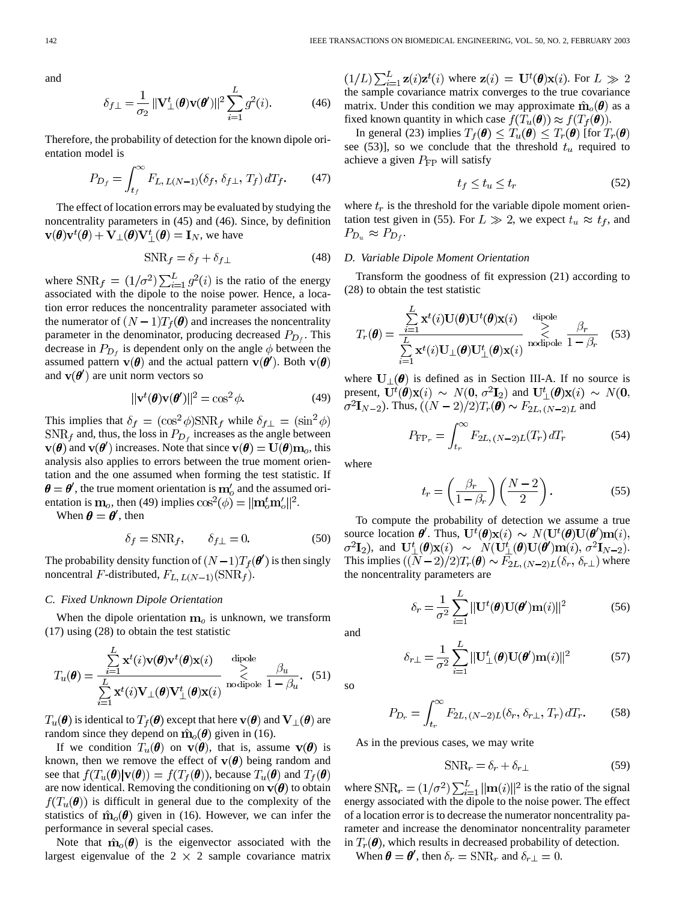and

$$\delta_{f\perp} = \frac{1}{\sigma_2} \|\mathbf{V}_\perp^t(\boldsymbol{\theta})\mathbf{v}(\boldsymbol{\theta}')\|^2 \sum_{i=1}^{L} g^2(i). \tag{46}$$

Therefore, the probability of detection for the known dipole orientation model is

$$P_{D_f} = \int_{t_f}^{\infty} F_{L,\,L(N-1)}(\delta_f,\, \delta_{f\perp},\, T_f)\, dT_f. \tag{47}$$

The effect of location errors may be evaluated by studying the noncentrality parameters in (45) and (46). Since, by definition $\mathbf{v}(\boldsymbol{\theta})\mathbf{v}^t(\boldsymbol{\theta}) + \mathbf{V}_\perp(\boldsymbol{\theta})\mathbf{V}_\perp^t(\boldsymbol{\theta}) = \mathbf{I}_N$, we have

$$\mathrm{SNR}_f = \delta_f + \delta_{f\perp} \tag{48}$$

where $\mathrm{SNR}_f = (1/\sigma^2)\sum_{i=1}^{L} g^2(i)$ is the ratio of the energy associated with the dipole to the noise power. Hence, a location error reduces the noncentrality parameter associated with the numerator of $(N-1)T_f(\boldsymbol{\theta})$ and increases the noncentrality parameter in the denominator, producing decreased $P_{D_f}$. This decrease in $P_{D_f}$ is dependent only on the angle $\phi$ between the assumed pattern $\mathbf{v}(\boldsymbol{\theta})$ and the actual pattern $\mathbf{v}(\boldsymbol{\theta}')$. Both $\mathbf{v}(\boldsymbol{\theta})$ and $\mathbf{v}(\boldsymbol{\theta}')$ are unit norm vectors so

$$\|\mathbf{v}^t(\boldsymbol{\theta})\mathbf{v}(\boldsymbol{\theta}')\|^2 = \cos^2\phi. \tag{49}$$

This implies that $\delta_f = (\cos^2\phi)\mathrm{SNR}_f$ while $\delta_{f\perp} = (\sin^2\phi)\mathrm{SNR}_f$ and, thus, the loss in $P_{D_f}$ increases as the angle between $\mathbf{v}(\boldsymbol{\theta})$ and $\mathbf{v}(\boldsymbol{\theta}')$ increases. Note that since $\mathbf{v}(\boldsymbol{\theta}) = \mathbf{U}(\boldsymbol{\theta})\mathbf{m}_o$, this analysis also applies to errors between the true moment orientation and the one assumed when forming the test statistic. If $\boldsymbol{\theta} = \boldsymbol{\theta}'$, the true moment orientation is $\mathbf{m}_o'$ and the assumed orientation is $\mathbf{m}_o$, then (49) implies $\cos^2(\phi) = \|\mathbf{m}_o^t\mathbf{m}_o'\|^2$.

When $\boldsymbol{\theta} = \boldsymbol{\theta}'$, then

$$\delta_f = \mathrm{SNR}_f, \qquad \delta_{f\perp} = 0. \tag{50}$$

The probability density function of $(N-1)T_f(\boldsymbol{\theta}')$ is then singly noncentral $F$-distributed, $F_{L,\,L(N-1)}(\mathrm{SNR}_f)$.

### C. Fixed Unknown Dipole Orientation

When the dipole orientation $\mathbf{m}_o$ is unknown, we transform (17) using (28) to obtain the test statistic

$$T_u(\boldsymbol{\theta}) = \frac{\sum_{i=1}^{L} \mathbf{x}^t(i)\mathbf{v}(\boldsymbol{\theta})\mathbf{v}^t(\boldsymbol{\theta})\mathbf{x}(i)}{\sum_{i=1}^{L} \mathbf{x}^t(i)\mathbf{V}_\perp(\boldsymbol{\theta})\mathbf{V}_\perp^t(\boldsymbol{\theta})\mathbf{x}(i)} \underset{\text{nodipole}}{\overset{\text{dipole}}{\gtrless}} \frac{\beta_u}{1-\beta_u}. \tag{51}$$

$T_u(\boldsymbol{\theta})$ is identical to $T_f(\boldsymbol{\theta})$ except that here $\mathbf{v}(\boldsymbol{\theta})$ and $\mathbf{V}_\perp(\boldsymbol{\theta})$ are random since they depend on $\hat{\mathbf{m}}_o(\boldsymbol{\theta})$ given in (16).

If we condition $T_u(\boldsymbol{\theta})$ on $\mathbf{v}(\boldsymbol{\theta})$, that is, assume $\mathbf{v}(\boldsymbol{\theta})$ is known, then we remove the effect of $\mathbf{v}(\boldsymbol{\theta})$ being random and see that $f(T_u(\boldsymbol{\theta})|\mathbf{v}(\boldsymbol{\theta})) = f(T_f(\boldsymbol{\theta}))$, because $T_u(\boldsymbol{\theta})$ and $T_f(\boldsymbol{\theta})$ are now identical. Removing the conditioning on $\mathbf{v}(\boldsymbol{\theta})$ to obtain $f(T_u(\boldsymbol{\theta}))$ is difficult in general due to the complexity of the statistics of $\hat{\mathbf{m}}_o(\boldsymbol{\theta})$ given in (16). However, we can infer the performance in several special cases.

Note that $\hat{\mathbf{m}}_o(\boldsymbol{\theta})$ is the eigenvector associated with the largest eigenvalue of the $2 \times 2$ sample covariance matrix $(1/L)\sum_{i=1}^{L}\mathbf{z}(i)\mathbf{z}^t(i)$ where $\mathbf{z}(i) = \mathbf{U}^t(\boldsymbol{\theta})\mathbf{x}(i)$. For $L \gg 2$ the sample covariance matrix converges to the true covariance matrix. Under this condition we may approximate $\hat{\mathbf{m}}_o(\boldsymbol{\theta})$ as a fixed known quantity in which case $f(T_u(\boldsymbol{\theta})) \approx f(T_f(\boldsymbol{\theta}))$.

In general (23) implies $T_f(\boldsymbol{\theta}) \le T_u(\boldsymbol{\theta}) \le T_r(\boldsymbol{\theta})$ [for $T_r(\boldsymbol{\theta})$ see (53)], so we conclude that the threshold $t_u$ required to achieve a given $P_{\mathrm{FP}}$ will satisfy

$$t_f \le t_u \le t_r \tag{52}$$

where $t_r$ is the threshold for the variable dipole moment orientation test given in (55). For $L \gg 2$, we expect $t_u \approx t_f$, and $P_{D_u} \approx P_{D_f}$.

### D. Variable Dipole Moment Orientation

Transform the goodness of fit expression (21) according to (28) to obtain the test statistic

$$T_r(\boldsymbol{\theta}) = \frac{\sum_{i=1}^{L} \mathbf{x}^t(i)\mathbf{U}(\boldsymbol{\theta})\mathbf{U}^t(\boldsymbol{\theta})\mathbf{x}(i)}{\sum_{i=1}^{L} \mathbf{x}^t(i)\mathbf{U}_\perp(\boldsymbol{\theta})\mathbf{U}_\perp^t(\boldsymbol{\theta})\mathbf{x}(i)} \underset{\text{nodipole}}{\overset{\text{dipole}}{\gtrless}} \frac{\beta_r}{1-\beta_r} \tag{53}$$

where $\mathbf{U}_\perp(\boldsymbol{\theta})$ is defined as in Section III-A. If no source is present, $\mathbf{U}^t(\boldsymbol{\theta})\mathbf{x}(i) \sim N(\mathbf{0}, \sigma^2\mathbf{I}_2)$ and $\mathbf{U}_\perp^t(\boldsymbol{\theta})\mathbf{x}(i) \sim N(\mathbf{0}, \sigma^2\mathbf{I}_{N-2})$. Thus, $((N-2)/2)T_r(\boldsymbol{\theta}) \sim F_{2L,\,(N-2)L}$ and

$$P_{\mathrm{FP}_r} = \int_{t_r}^{\infty} F_{2L,\,(N-2)L}(T_r)\, dT_r \tag{54}$$

where

$$t_r = \left(\frac{\beta_r}{1-\beta_r}\right)\left(\frac{N-2}{2}\right). \tag{55}$$

To compute the probability of detection we assume a true source location $\boldsymbol{\theta}'$. Thus, $\mathbf{U}^t(\boldsymbol{\theta})\mathbf{x}(i) \sim N(\mathbf{U}^t(\boldsymbol{\theta})\mathbf{U}(\boldsymbol{\theta}')\mathbf{m}(i), \sigma^2\mathbf{I}_2)$, and $\mathbf{U}_\perp^t(\boldsymbol{\theta})\mathbf{x}(i) \sim N(\mathbf{U}_\perp^t(\boldsymbol{\theta})\mathbf{U}(\boldsymbol{\theta}')\mathbf{m}(i), \sigma^2\mathbf{I}_{N-2})$. This implies $((N-2)/2)T_r(\boldsymbol{\theta}) \sim F_{2L,\,(N-2)L}(\delta_r, \delta_{r\perp})$ where the noncentrality parameters are

$$\delta_r = \frac{1}{\sigma^2}\sum_{i=1}^{L} \|\mathbf{U}^t(\boldsymbol{\theta})\mathbf{U}(\boldsymbol{\theta}')\mathbf{m}(i)\|^2 \tag{56}$$

and

$$\delta_{r\perp} = \frac{1}{\sigma^2}\sum_{i=1}^{L} \|\mathbf{U}_\perp^t(\boldsymbol{\theta})\mathbf{U}(\boldsymbol{\theta}')\mathbf{m}(i)\|^2 \tag{57}$$

so

$$P_{D_r} = \int_{t_r}^{\infty} F_{2L,\,(N-2)L}(\delta_r,\, \delta_{r\perp},\, T_r)\, dT_r. \tag{58}$$

As in the previous cases, we may write

$$\mathrm{SNR}_r = \delta_r + \delta_{r\perp} \tag{59}$$

where $\mathrm{SNR}_r = (1/\sigma^2)\sum_{i=1}^{L}\|\mathbf{m}(i)\|^2$ is the ratio of the signal energy associated with the dipole to the noise power. The effect of a location error is to decrease the numerator noncentrality parameter and increase the denominator noncentrality parameter in $T_r(\boldsymbol{\theta})$, which results in decreased probability of detection.

When $\boldsymbol{\theta} = \boldsymbol{\theta}'$, then $\delta_r = \mathrm{SNR}_r$ and $\delta_{r\perp} = 0$.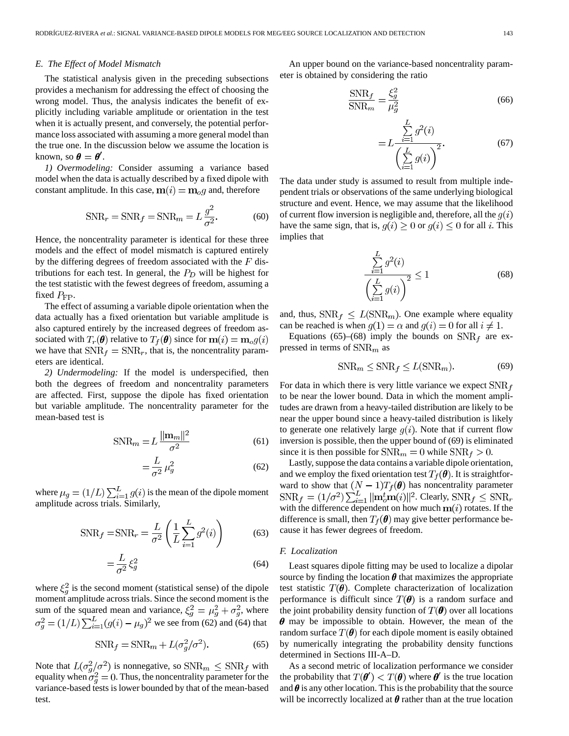### E. The Effect of Model Mismatch

The statistical analysis given in the preceding subsections provides a mechanism for addressing the effect of choosing the wrong model. Thus, the analysis indicates the benefit of explicitly including variable amplitude or orientation in the test when it is actually present, and conversely, the potential performance loss associated with assuming a more general model than the true one. In the discussion below we assume the location is known, so $\boldsymbol{\theta} = \boldsymbol{\theta}'$.

*1) Overmodeling:* Consider assuming a variance based model when the data is actually described by a fixed dipole with constant amplitude. In this case, $\mathbf{m}(i) = \mathbf{m}_o g$ and, therefore

$$\mathrm{SNR}_r = \mathrm{SNR}_f = \mathrm{SNR}_m = L\,\frac{g^2}{\sigma^2}. \tag{60}$$

Hence, the noncentrality parameter is identical for these three models and the effect of model mismatch is captured entirely by the differing degrees of freedom associated with the $F$ distributions for each test. In general, the $P_D$ will be highest for the test statistic with the fewest degrees of freedom, assuming a fixed $P_{\mathrm{FP}}$.

The effect of assuming a variable dipole orientation when the data actually has a fixed orientation but variable amplitude is also captured entirely by the increased degrees of freedom associated with $T_r(\boldsymbol{\theta})$ relative to $T_f(\boldsymbol{\theta})$ since for $\mathbf{m}(i) = \mathbf{m}_o g(i)$ we have that $\mathrm{SNR}_f = \mathrm{SNR}_r$, that is, the noncentrality parameters are identical.

*2) Undermodeling:* If the model is underspecified, then both the degrees of freedom and noncentrality parameters are affected. First, suppose the dipole has fixed orientation but variable amplitude. The noncentrality parameter for the mean-based test is

$$\mathrm{SNR}_m = L\,\frac{\|\mathbf{m}_m\|^2}{\sigma^2} \tag{61}$$

$$= \frac{L}{\sigma^2}\,\mu_g^2 \tag{62}$$

where $\mu_g = (1/L)\sum_{i=1}^{L} g(i)$ is the mean of the dipole moment amplitude across trials. Similarly,

$$\mathrm{SNR}_f = \mathrm{SNR}_r = \frac{L}{\sigma^2}\left(\frac{1}{L}\sum_{i=1}^{L} g^2(i)\right) \tag{63}$$

$$= \frac{L}{\sigma^2}\,\xi_g^2 \tag{64}$$

where $\xi_g^2$ is the second moment (statistical sense) of the dipole moment amplitude across trials. Since the second moment is the sum of the squared mean and variance, $\xi_g^2 = \mu_g^2 + \sigma_g^2$, where $\sigma_g^2 = (1/L)\sum_{i=1}^{L}(g(i) - \mu_g)^2$ we see from (62) and (64) that

$$\mathrm{SNR}_f = \mathrm{SNR}_m + L(\sigma_g^2/\sigma^2). \tag{65}$$

Note that $L(\sigma_g^2/\sigma^2)$ is nonnegative, so $\mathrm{SNR}_m \le \mathrm{SNR}_f$ with equality when $\sigma_g^2 = 0$. Thus, the noncentrality parameter for the variance-based tests is lower bounded by that of the mean-based test.

An upper bound on the variance-based noncentrality parameter is obtained by considering the ratio

$$\frac{\mathrm{SNR}_f}{\mathrm{SNR}_m} = \frac{\xi_g^2}{\mu_g^2} \tag{66}$$

$$= L\,\frac{\sum_{i=1}^{L} g^2(i)}{\left(\sum_{i=1}^{L} g(i)\right)^2}. \tag{67}$$

The data under study is assumed to result from multiple independent trials or observations of the same underlying biological structure and event. Hence, we may assume that the likelihood of current flow inversion is negligible and, therefore, all the $g(i)$ have the same sign, that is, $g(i) \ge 0$ or $g(i) \le 0$ for all $i$. This implies that

$$\frac{\sum_{i=1}^{L} g^2(i)}{\left(\sum_{i=1}^{L} g(i)\right)^2} \le 1 \tag{68}$$

and, thus, $\mathrm{SNR}_f \le L(\mathrm{SNR}_m)$. One example where equality can be reached is when $g(1) = \alpha$ and $g(i) = 0$ for all $i \ne 1$.

Equations (65)–(68) imply the bounds on $\mathrm{SNR}_f$ are expressed in terms of $\mathrm{SNR}_m$ as

$$\mathrm{SNR}_m \le \mathrm{SNR}_f \le L(\mathrm{SNR}_m). \tag{69}$$

For data in which there is very little variance we expect $\mathrm{SNR}_f$ to be near the lower bound. Data in which the moment amplitudes are drawn from a heavy-tailed distribution are likely to be near the upper bound since a heavy-tailed distribution is likely to generate one relatively large $g(i)$. Note that if current flow inversion is possible, then the upper bound of (69) is eliminated since it is then possible for $\mathrm{SNR}_m = 0$ while $\mathrm{SNR}_f > 0$.

Lastly, suppose the data contains a variable dipole orientation, and we employ the fixed orientation test $T_f(\boldsymbol{\theta})$. It is straightforward to show that $(N-1)T_f(\boldsymbol{\theta})$ has noncentrality parameter $\mathrm{SNR}_f = (1/\sigma^2)\sum_{i=1}^{L}\|\mathbf{m}_o^t\mathbf{m}(i)\|^2$. Clearly, $\mathrm{SNR}_f \le \mathrm{SNR}_r$ with the difference dependent on how much $\mathbf{m}(i)$ rotates. If the difference is small, then $T_f(\boldsymbol{\theta})$ may give better performance because it has fewer degrees of freedom.

### F. Localization

Least squares dipole fitting may be used to localize a dipolar source by finding the location $\boldsymbol{\theta}$ that maximizes the appropriate test statistic $T(\boldsymbol{\theta})$. Complete characterization of localization performance is difficult since $T(\boldsymbol{\theta})$ is a random surface and the joint probability density function of $T(\boldsymbol{\theta})$ over all locations $\boldsymbol{\theta}$ may be impossible to obtain. However, the mean of the random surface $T(\boldsymbol{\theta})$ for each dipole moment is easily obtained by numerically integrating the probability density functions determined in Sections III-A–D.

As a second metric of localization performance we consider the probability that $T(\boldsymbol{\theta}') < T(\boldsymbol{\theta})$ where $\boldsymbol{\theta}'$ is the true location and $\boldsymbol{\theta}$ is any other location. This is the probability that the source will be incorrectly localized at $\boldsymbol{\theta}$ rather than at the true location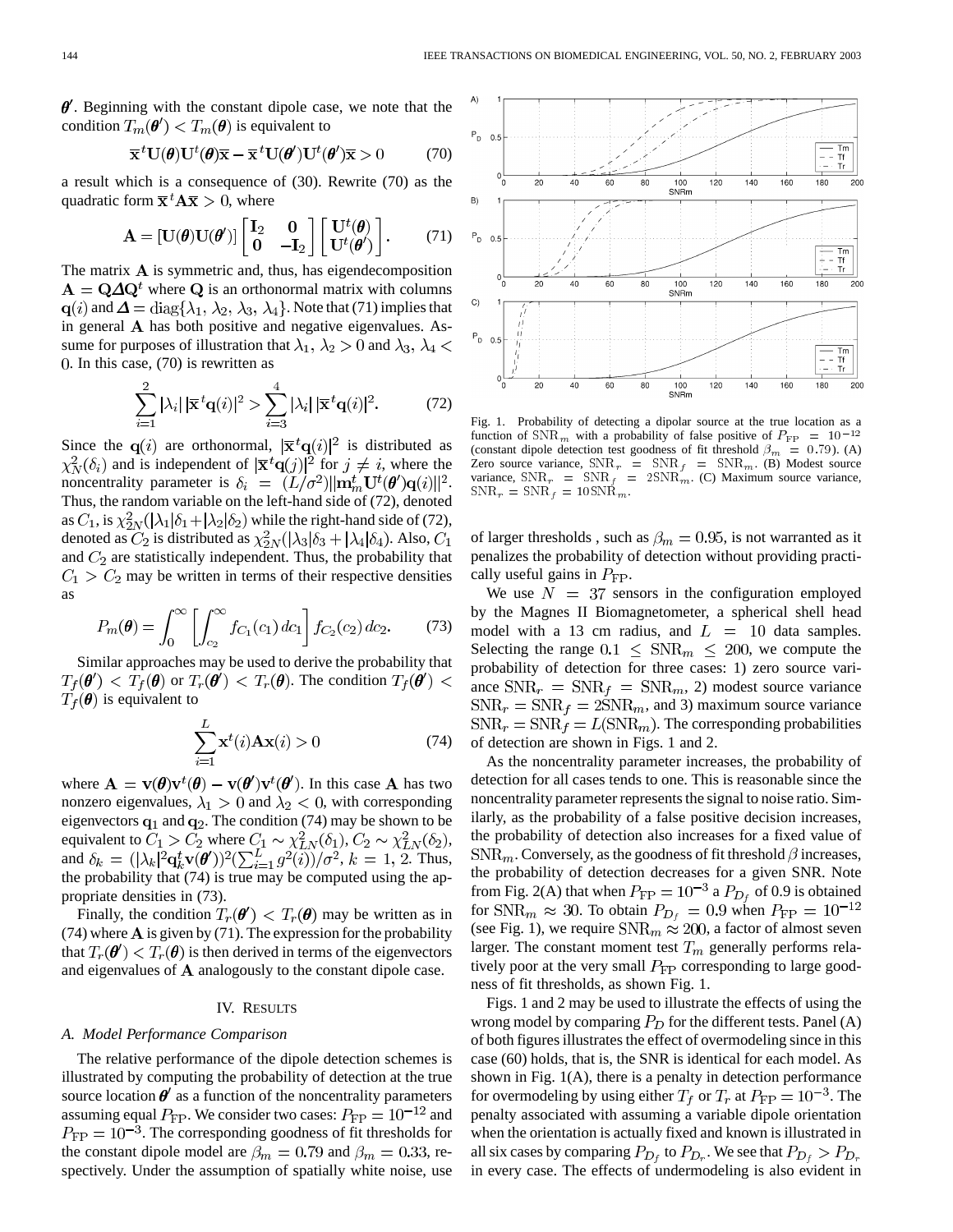$\boldsymbol{\theta}'$. Beginning with the constant dipole case, we note that the condition $T_m(\boldsymbol{\theta}') < T_m(\boldsymbol{\theta})$ is equivalent to

$$\bar{\mathbf{x}}^t \mathbf{U}(\boldsymbol{\theta})\mathbf{U}^t(\boldsymbol{\theta})\bar{\mathbf{x}} - \bar{\mathbf{x}}^t \mathbf{U}(\boldsymbol{\theta}')\mathbf{U}^t(\boldsymbol{\theta}')\bar{\mathbf{x}} > 0 \tag{70}$$

a result which is a consequence of (30). Rewrite (70) as the quadratic form $\bar{\mathbf{x}}^t \mathbf{A}\bar{\mathbf{x}} > 0$, where

$$\mathbf{A} = [\mathbf{U}(\boldsymbol{\theta})\mathbf{U}(\boldsymbol{\theta}')] \begin{bmatrix} \mathbf{I}_2 & \mathbf{0} \\ \mathbf{0} & -\mathbf{I}_2 \end{bmatrix} \begin{bmatrix} \mathbf{U}^t(\boldsymbol{\theta}) \\ \mathbf{U}^t(\boldsymbol{\theta}') \end{bmatrix}. \tag{71}$$

The matrix $\mathbf{A}$ is symmetric and, thus, has eigendecomposition $\mathbf{A} = \mathbf{Q}\boldsymbol{\Delta}\mathbf{Q}^t$ where $\mathbf{Q}$ is an orthonormal matrix with columns $\mathbf{q}(i)$ and $\boldsymbol{\Delta} = \mathrm{diag}\{\lambda_1, \lambda_2, \lambda_3, \lambda_4\}$. Note that (71) implies that in general $\mathbf{A}$ has both positive and negative eigenvalues. Assume for purposes of illustration that $\lambda_1, \lambda_2 > 0$ and $\lambda_3, \lambda_4 < 0$. In this case, (70) is rewritten as

$$\sum_{i=1}^{2} |\lambda_i| \, |\bar{\mathbf{x}}^t \mathbf{q}(i)|^2 > \sum_{i=3}^{4} |\lambda_i| \, |\bar{\mathbf{x}}^t \mathbf{q}(i)|^2. \tag{72}$$

Since the $\mathbf{q}(i)$ are orthonormal, $|\bar{\mathbf{x}}^t \mathbf{q}(i)|^2$ is distributed as $\chi^2_N(\delta_i)$ and is independent of $|\bar{\mathbf{x}}^t \mathbf{q}(j)|^2$ for $j \neq i$, where the noncentrality parameter is $\delta_i = (L/\sigma^2)\|\mathbf{m}_m^t \mathbf{U}^t(\boldsymbol{\theta}')\mathbf{q}(i)\|^2$. Thus, the random variable on the left-hand side of (72), denoted as $C_1$, is $\chi^2_{2N}(|\lambda_1|\delta_1 + |\lambda_2|\delta_2)$ while the right-hand side of (72), denoted as $C_2$ is distributed as $\chi^2_{2N}(|\lambda_3|\delta_3 + |\lambda_4|\delta_4)$. Also, $C_1$ and $C_2$ are statistically independent. Thus, the probability that $C_1 > C_2$ may be written in terms of their respective densities as

$$P_m(\boldsymbol{\theta}) = \int_0^\infty \left[ \int_{c_2}^\infty f_{C_1}(c_1)\, dc_1 \right] f_{C_2}(c_2)\, dc_2. \tag{73}$$

Similar approaches may be used to derive the probability that $T_f(\boldsymbol{\theta}') < T_f(\boldsymbol{\theta})$ or $T_r(\boldsymbol{\theta}') < T_r(\boldsymbol{\theta})$. The condition $T_f(\boldsymbol{\theta}') < T_f(\boldsymbol{\theta})$ is equivalent to

$$\sum_{i=1}^{L} \mathbf{x}^t(i)\mathbf{A}\mathbf{x}(i) > 0 \tag{74}$$

where $\mathbf{A} = \mathbf{v}(\boldsymbol{\theta})\mathbf{v}^t(\boldsymbol{\theta}) - \mathbf{v}(\boldsymbol{\theta}')\mathbf{v}^t(\boldsymbol{\theta}')$. In this case $\mathbf{A}$ has two nonzero eigenvalues, $\lambda_1 > 0$ and $\lambda_2 < 0$, with corresponding eigenvectors $\mathbf{q}_1$ and $\mathbf{q}_2$. The condition (74) may be shown to be equivalent to $C_1 > C_2$ where $C_1 \sim \chi^2_{LN}(\delta_1)$, $C_2 \sim \chi^2_{LN}(\delta_2)$, and $\delta_k = (|\lambda_k|^2 \mathbf{q}_k^t \mathbf{v}(\boldsymbol{\theta}'))^2 (\sum_{i=1}^{L} g^2(i))/\sigma^2$, $k = 1, 2$. Thus, the probability that (74) is true may be computed using the appropriate densities in (73).

Finally, the condition $T_r(\boldsymbol{\theta}') < T_r(\boldsymbol{\theta})$ may be written as in (74) where $\mathbf{A}$ is given by (71). The expression for the probability that $T_r(\boldsymbol{\theta}') < T_r(\boldsymbol{\theta})$ is then derived in terms of the eigenvectors and eigenvalues of $\mathbf{A}$ analogously to the constant dipole case.

## IV. Results

### A. Model Performance Comparison

The relative performance of the dipole detection schemes is illustrated by computing the probability of detection at the true source location $\boldsymbol{\theta}'$ as a function of the noncentrality parameters assuming $P_{\mathrm{FP}}$. We consider two cases: $P_{\mathrm{FP}} = 10^{-12}$ and $P_{\mathrm{FP}} = 10^{-3}$. The corresponding goodness of fit thresholds for the constant dipole model are $\beta_m = 0.79$ and $\beta_m = 0.33$, respectively. Under the assumption of spatially white noise, use of larger thresholds , such as $\beta_m = 0.95$, is not warranted as it penalizes the probability of detection without providing practically useful gains in $P_{\mathrm{FP}}$.

Fig. 1. Probability of detecting a dipolar source at the true location as a function of $\mathrm{SNR}_m$ with a probability of false positive of $P_{\mathrm{FP}} = 10^{-12}$ (constant dipole detection test goodness of fit threshold $\beta_m = 0.79$). (A) Zero source variance, $\mathrm{SNR}_r = \mathrm{SNR}_f = \mathrm{SNR}_m$. (B) Modest source variance, $\mathrm{SNR}_r = \mathrm{SNR}_f = 2\mathrm{SNR}_m$. (C) Maximum source variance, $\mathrm{SNR}_r = \mathrm{SNR}_f = 10\,\mathrm{SNR}_m$.

We use $N = 37$ sensors in the configuration employed by the Magnes II Biomagnetometer, a spherical shell head model with a 13 cm radius, and $L = 10$ data samples. Selecting the range $0.1 \leq \mathrm{SNR}_m \leq 200$, we compute the probability of detection for three cases: 1) zero source variance $\mathrm{SNR}_r = \mathrm{SNR}_f = \mathrm{SNR}_m$, 2) modest source variance $\mathrm{SNR}_r = \mathrm{SNR}_f = 2\mathrm{SNR}_m$, and 3) maximum source variance $\mathrm{SNR}_r = \mathrm{SNR}_f = L(\mathrm{SNR}_m)$. The corresponding probabilities of detection are shown in Figs. 1 and 2.

As the noncentrality parameter increases, the probability of detection for all cases tends to one. This is reasonable since the noncentrality parameter represents the signal to noise ratio. Similarly, as the probability of a false positive decision increases, the probability of detection also increases for a fixed value of $\mathrm{SNR}_m$. Conversely, as the goodness of fit threshold $\beta$ increases, the probability of detection decreases for a given SNR. Note from Fig. 2(A) that when $P_{\mathrm{FP}} = 10^{-3}$ a $P_{D_f}$ of 0.9 is obtained for $\mathrm{SNR}_m \approx 30$. To obtain $P_{D_f} = 0.9$ when $P_{\mathrm{FP}} = 10^{-12}$ (see Fig. 1), we require $\mathrm{SNR}_m \approx 200$, a factor of almost seven larger. The constant moment test $T_m$ generally performs relatively poor at the very small $P_{\mathrm{FP}}$ corresponding to large goodness of fit thresholds, as shown Fig. 1.

Figs. 1 and 2 may be used to illustrate the effects of using the wrong model by comparing $P_D$ for the different tests. Panel (A) of both figures illustrates the effect of overmodeling since in this case (60) holds, that is, the SNR is identical for each model. As shown in Fig. 1(A), there is a penalty in detection performance for overmodeling by using either $T_f$ or $T_r$ at $P_{\mathrm{FP}} = 10^{-3}$. The penalty associated with assuming a variable dipole orientation when the orientation is actually fixed and known is illustrated in all six cases by comparing $P_{D_f}$ to $P_{D_r}$. We see that $P_{D_f} > P_{D_r}$ in every case. The effects of undermodeling is also evident in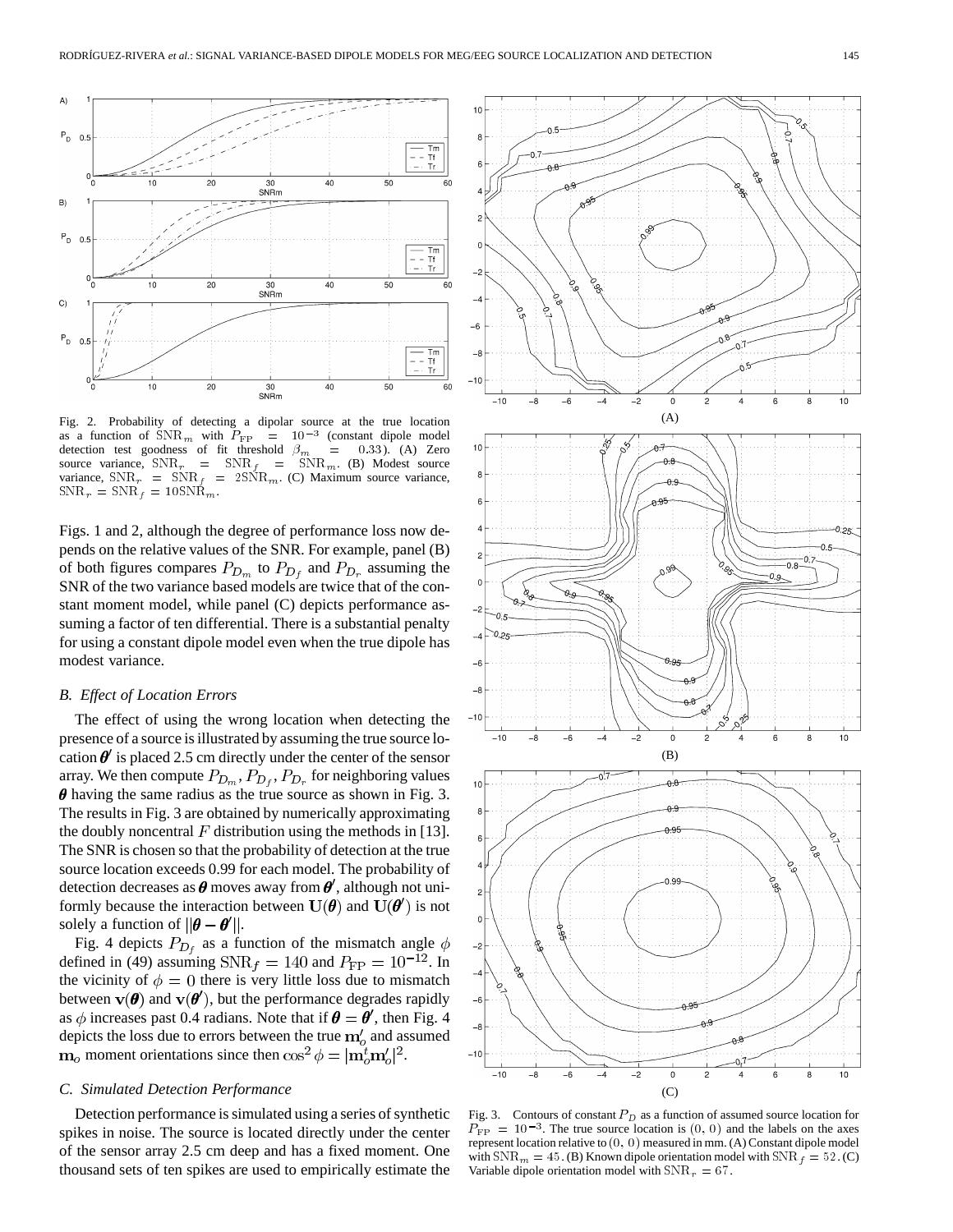Fig. 2. Probability of detecting a dipolar source at the true location as a function of $\mathrm{SNR}_m$ with $P_{\mathrm{FP}} = 10^{-3}$ (constant dipole model detection test goodness of fit threshold $\beta_m = 0.33$). (A) Zero source variance, $\mathrm{SNR}_r = \mathrm{SNR}_f = \mathrm{SNR}_m$. (B) Modest source variance, $\mathrm{SNR}_r = \mathrm{SNR}_f = 2\mathrm{SNR}_m$. (C) Maximum source variance, $\mathrm{SNR}_r = \mathrm{SNR}_f = 10\mathrm{SNR}_m$.

Figs. 1 and 2, although the degree of performance loss now depends on the relative values of the SNR. For example, panel (B) of both figures compares $P_{D_m}$ to $P_{D_f}$ and $P_{D_r}$ assuming the SNR of the two variance based models are twice that of the constant moment model, while panel (C) depicts performance assuming a factor of ten differential. There is a substantial penalty for using a constant dipole model even when the true dipole has modest variance.

### B. Effect of Location Errors

The effect of using the wrong location when detecting the presence of a source is illustrated by assuming the true source location $\boldsymbol{\theta}'$ is placed 2.5 cm directly under the center of the sensor array. We then compute $P_{D_m}, P_{D_f}, P_{D_r}$ for neighboring values $\boldsymbol{\theta}$ having the same radius as the true source as shown in Fig. 3. The results in Fig. 3 are obtained by numerically approximating the doubly noncentral $F$ distribution using the methods in [13]. The SNR is chosen so that the probability of detection at the true source location exceeds 0.99 for each model. The probability of detection decreases as $\boldsymbol{\theta}$ moves away from $\boldsymbol{\theta}'$, although not uniformly because the interaction between $\mathbf{U}(\boldsymbol{\theta})$ and $\mathbf{U}(\boldsymbol{\theta}')$ is not solely a function of $\|\boldsymbol{\theta} - \boldsymbol{\theta}'\|$.

Fig. 4 depicts $P_{D_f}$ as a function of the mismatch angle $\phi$ defined in (49) assuming $\mathrm{SNR}_f = 140$ and $P_{\mathrm{FP}} = 10^{-12}$. In the vicinity of $\phi = 0$ there is very little loss due to mismatch between $\mathbf{v}(\boldsymbol{\theta})$ and $\mathbf{v}(\boldsymbol{\theta}')$, but the performance degrades rapidly as $\phi$ increases past 0.4 radians. Note that if $\boldsymbol{\theta} = \boldsymbol{\theta}'$, then Fig. 4 depicts the loss due to errors between the true $\mathbf{m}_o'$ and assumed $\mathbf{m}_o$ moment orientations since then $\cos^2\phi = |\mathbf{m}_o^t \mathbf{m}_o'|^2$.

### C. Simulated Detection Performance

Detection performance is simulated using a series of synthetic spikes in noise. The source is located directly under the center of the sensor array 2.5 cm deep and has a fixed moment. One thousand sets of ten spikes are used to empirically estimate the

Fig. 3. Contours of constant $P_D$ as a function of assumed source location for $P_{\mathrm{FP}} = 10^{-3}$. The true source location is $(0, 0)$ and the labels on the axes represent location relative to $(0, 0)$ measured in mm. (A) Constant dipole model with $\mathrm{SNR}_m = 45$. (B) Known dipole orientation model with $\mathrm{SNR}_f = 52$. (C) Variable dipole orientation model with $\mathrm{SNR}_r = 67$.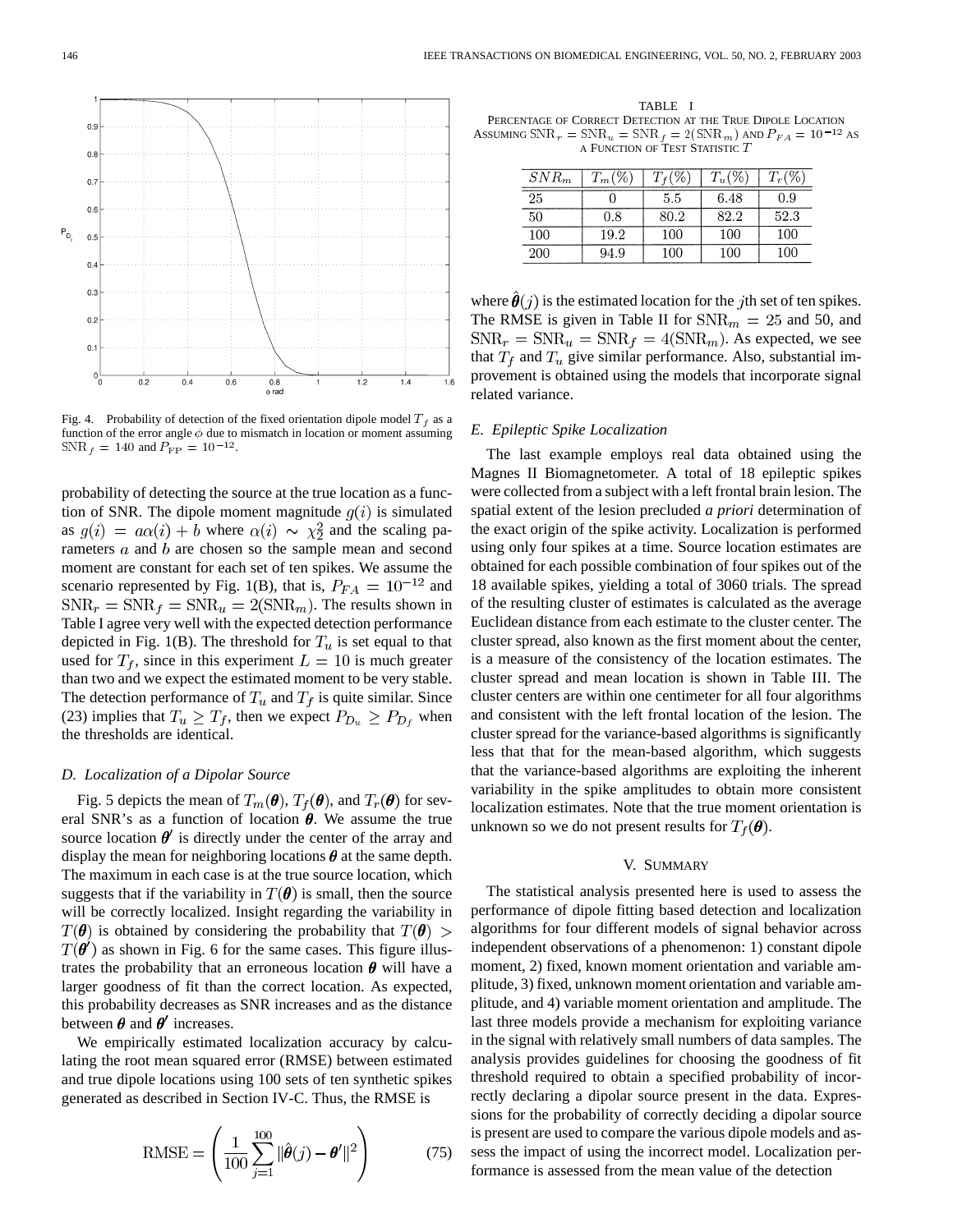Fig. 4. Probability of detection of the fixed orientation dipole model $T_f$ as a function of the error angle $\phi$ due to mismatch in location or moment assuming $\text{SNR}_f = 140$ and $P_{\text{FP}} = 10^{-12}$.

probability of detecting the source at the true location as a function of SNR. The dipole moment magnitude $g(i)$ is simulated as $g(i) = a\alpha(i) + b$ where $\alpha(i) \sim \chi_2^2$ and the scaling parameters $a$ and $b$ are chosen so the sample mean and second moment are constant for each set of ten spikes. We assume the scenario represented by Fig. 1(B), that is, $P_{FA} = 10^{-12}$ and $\text{SNR}_r = \text{SNR}_f = \text{SNR}_u = 2(\text{SNR}_m)$. The results shown in Table I agree very well with the expected detection performance depicted in Fig. 1(B). The threshold for $T_u$ is set equal to that used for $T_f$, since in this experiment $L = 10$ is much greater than two and we expect the estimated moment to be very stable. The detection performance of $T_u$ and $T_f$ is quite similar. Since (23) implies that $T_u \geq T_f$, then we expect $P_{D_u} \geq P_{D_f}$ when the thresholds are identical.

### D. Localization of a Dipolar Source

Fig. 5 depicts the mean of $T_m(\boldsymbol{\theta})$, $T_f(\boldsymbol{\theta})$, and $T_r(\boldsymbol{\theta})$ for several SNR's as a function of location $\boldsymbol{\theta}$. We assume the true source location $\boldsymbol{\theta}'$ is directly under the center of the array and display the mean for neighboring locations $\boldsymbol{\theta}$ at the same depth. The maximum in each case is at the true source location, which suggests that if the variability in $T(\boldsymbol{\theta})$ is small, then the source will be correctly localized. Insight regarding the variability in $T(\boldsymbol{\theta})$ is obtained by considering the probability that $T(\boldsymbol{\theta}) > T(\boldsymbol{\theta}')$ as shown in Fig. 6 for the same cases. This figure illustrates the probability that an erroneous location $\boldsymbol{\theta}$ will have a larger goodness of fit than the correct location. As expected, this probability decreases as SNR increases and as the distance between $\boldsymbol{\theta}$ and $\boldsymbol{\theta}'$ increases.

We empirically estimated localization accuracy by calculating the root mean squared error (RMSE) between estimated and true dipole locations using 100 sets of ten synthetic spikes generated as described in Section IV-C. Thus, the RMSE is

$$\text{RMSE} = \left( \frac{1}{100} \sum_{j=1}^{100} \|\hat{\boldsymbol{\theta}}(j) - \boldsymbol{\theta}'\|^2 \right) \tag{75}$$

TABLE I
PERCENTAGE OF CORRECT DETECTION AT THE TRUE DIPOLE LOCATION ASSUMING $\text{SNR}_r = \text{SNR}_u = \text{SNR}_f = 2(\text{SNR}_m)$ AND $P_{FA} = 10^{-12}$ AS A FUNCTION OF TEST STATISTIC $T$

| $SNR_m$ | $T_m(\%)$ | $T_f(\%)$ | $T_u(\%)$ | $T_r(\%)$ |
|---|---|---|---|---|
| 25 | 0 | 5.5 | 6.48 | 0.9 |
| 50 | 0.8 | 80.2 | 82.2 | 52.3 |
| 100 | 19.2 | 100 | 100 | 100 |
| 200 | 94.9 | 100 | 100 | 100 |

where $\hat{\boldsymbol{\theta}}(j)$ is the estimated location for the $j$th set of ten spikes. The RMSE is given in Table II for $\text{SNR}_m = 25$ and 50, and $\text{SNR}_r = \text{SNR}_u = \text{SNR}_f = 4(\text{SNR}_m)$. As expected, we see that $T_f$ and $T_u$ give similar performance. Also, substantial improvement is obtained using the models that incorporate signal related variance.

### E. Epileptic Spike Localization

The last example employs real data obtained using the Magnes II Biomagnetometer. A total of 18 epileptic spikes were collected from a subject with a left frontal brain lesion. The spatial extent of the lesion precluded *a priori* determination of the exact origin of the spike activity. Localization is performed using only four spikes at a time. Source location estimates are obtained for each possible combination of four spikes out of the 18 available spikes, yielding a total of 3060 trials. The spread of the resulting cluster of estimates is calculated as the average Euclidean distance from each estimate to the cluster center. The cluster spread, also known as the first moment about the center, is a measure of the consistency of the location estimates. The cluster spread and mean location is shown in Table III. The cluster centers are within one centimeter for all four algorithms and consistent with the left frontal location of the lesion. The cluster spread for the variance-based algorithms is significantly less that that for the mean-based algorithm, which suggests that the variance-based algorithms are exploiting the inherent variability in the spike amplitudes to obtain more consistent localization estimates. Note that the true moment orientation is unknown so we do not present results for $T_f(\boldsymbol{\theta})$.

## V. Summary

The statistical analysis presented here is used to assess the performance of dipole fitting based detection and localization algorithms for four different models of signal behavior across independent observations of a phenomenon: 1) constant dipole moment, 2) fixed, known moment orientation and variable amplitude, 3) fixed, unknown moment orientation and variable amplitude, and 4) variable moment orientation and amplitude. The last three models provide a mechanism for exploiting variance in the signal with relatively small numbers of data samples. The analysis provides guidelines for choosing the goodness of fit threshold required to obtain a specified probability of incorrectly declaring a dipolar source present in the data. Expressions for the probability of correctly deciding a dipolar source is present are used to compare the various dipole models and assess the impact of using the incorrect model. Localization performance is assessed from the mean value of the detection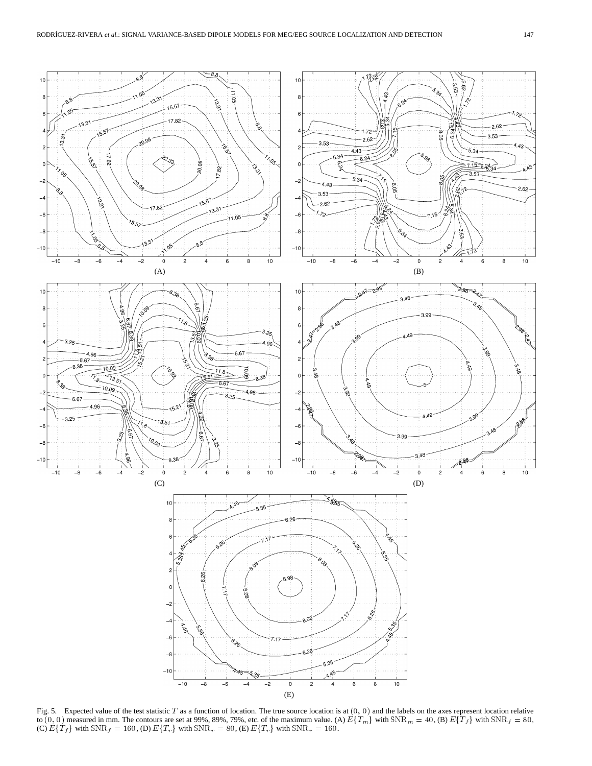Fig. 5. Expected value of the test statistic $T$ as a function of location. The true source location is at $(0, 0)$ and the labels on the axes represent location relative to $(0, 0)$ measured in mm. The contours are set at 99%, 89%, 79%, etc. of the maximum value. (A) $E\{T_m\}$ with $\mathrm{SNR}_m = 40$, (B) $E\{T_f\}$ with $\mathrm{SNR}_f = 80$, (C) $E\{T_f\}$ with $\mathrm{SNR}_f = 160$, (D) $E\{T_r\}$ with $\mathrm{SNR}_r = 80$, (E) $E\{T_r\}$ with $\mathrm{SNR}_r = 160$.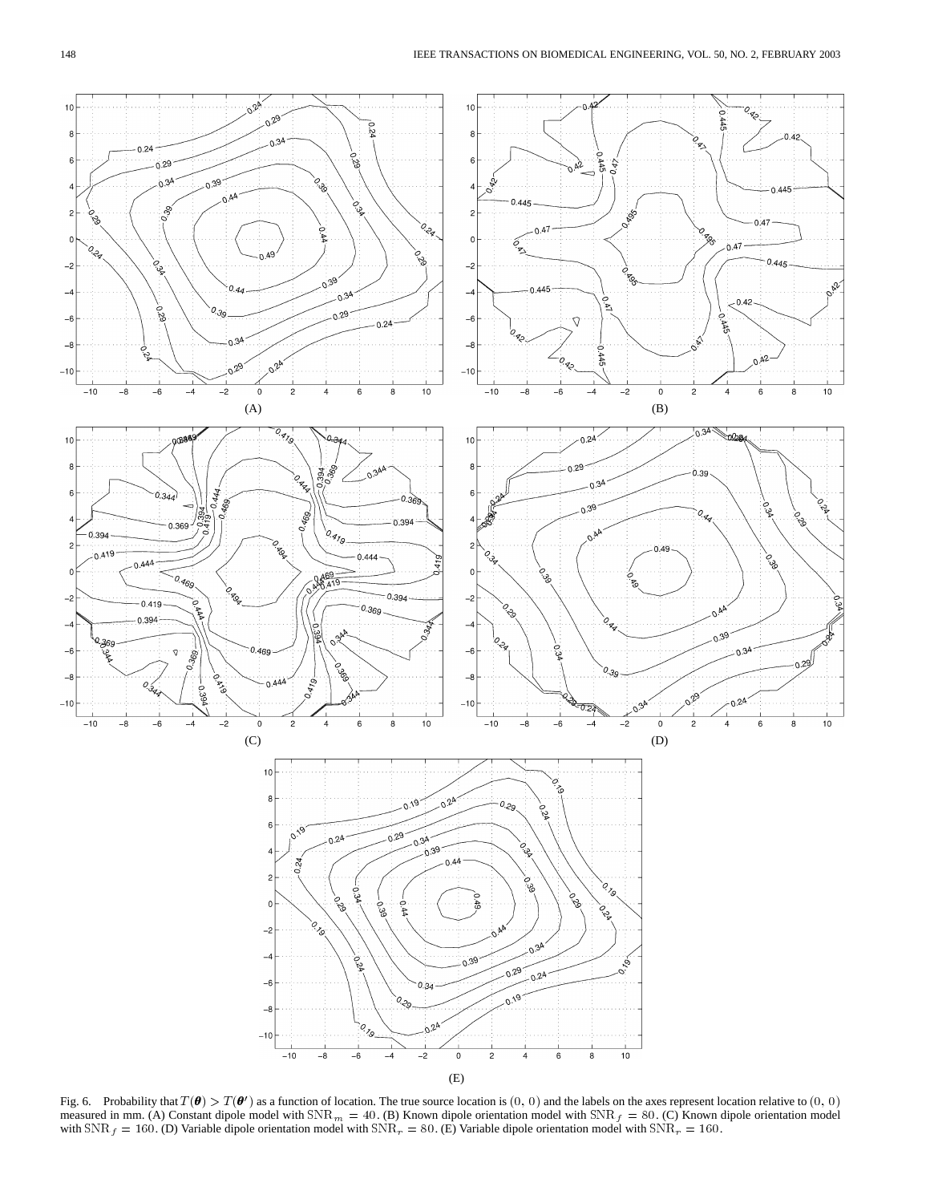(A)

(B)

(C)

(D)

(E)

Fig. 6. Probability that $T(\boldsymbol{\theta}) > T(\boldsymbol{\theta}')$ as a function of location. The true source location is $(0, 0)$ and the labels on the axes represent location relative to $(0, 0)$ measured in mm. (A) Constant dipole model with $\mathrm{SNR}_m = 40$. (B) Known dipole orientation model with $\mathrm{SNR}_f = 80$. (C) Known dipole orientation model with $\mathrm{SNR}_f = 160$. (D) Variable dipole orientation model with $\mathrm{SNR}_r = 80$. (E) Variable dipole orientation model with $\mathrm{SNR}_r = 160$.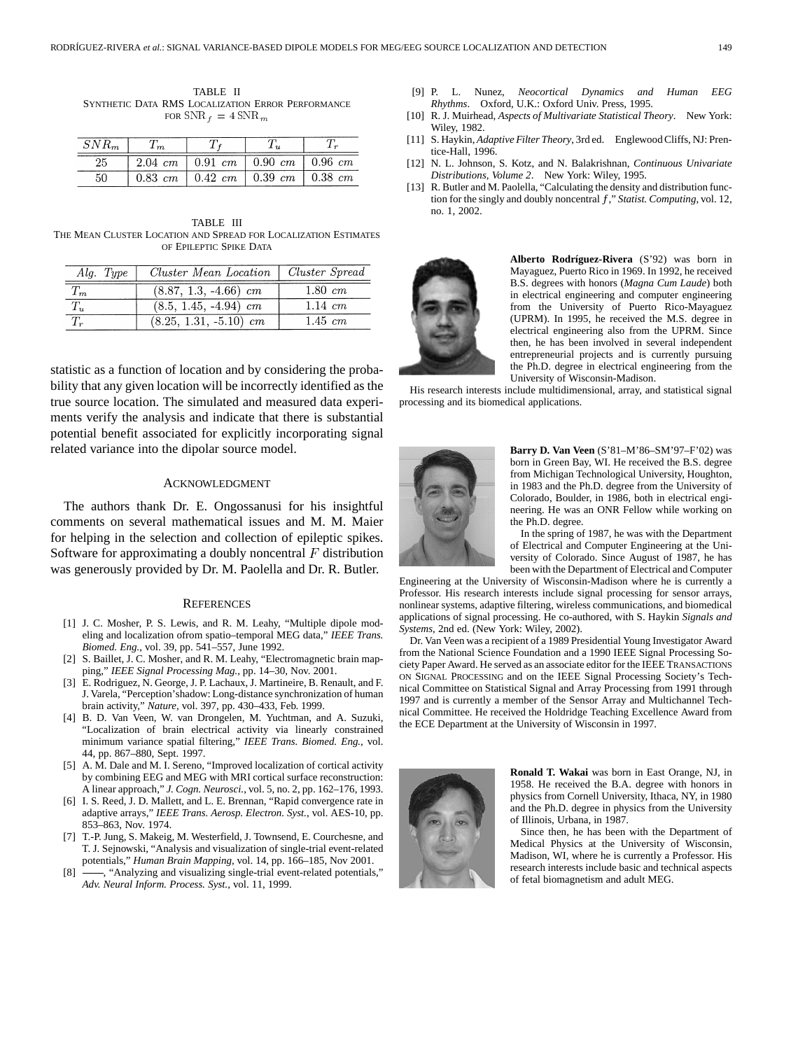TABLE II
SYNTHETIC DATA RMS LOCALIZATION ERROR PERFORMANCE FOR $\text{SNR}_f = 4\,\text{SNR}_m$

| $SNR_m$ | $T_m$ | $T_f$ | $T_u$ | $T_r$ |
|---|---|---|---|---|
| 25 | 2.04 $cm$ | 0.91 $cm$ | 0.90 $cm$ | 0.96 $cm$ |
| 50 | 0.83 $cm$ | 0.42 $cm$ | 0.39 $cm$ | 0.38 $cm$ |

TABLE III
THE MEAN CLUSTER LOCATION AND SPREAD FOR LOCALIZATION ESTIMATES OF EPILEPTIC SPIKE DATA

| *Alg. Type* | *Cluster Mean Location* | *Cluster Spread* |
|---|---|---|
| $T_m$ | (8.87, 1.3, -4.66) $cm$ | 1.80 $cm$ |
| $T_u$ | (8.5, 1.45, -4.94) $cm$ | 1.14 $cm$ |
| $T_r$ | (8.25, 1.31, -5.10) $cm$ | 1.45 $cm$ |

statistic as a function of location and by considering the probability that any given location will be incorrectly identified as the true source location. The simulated and measured data experiments verify the analysis and indicate that there is substantial potential benefit associated for explicitly incorporating signal related variance into the dipolar source model.

## ACKNOWLEDGMENT

The authors thank Dr. E. Ongossanusi for his insightful comments on several mathematical issues and M. M. Maier for helping in the selection and collection of epileptic spikes. Software for approximating a doubly noncentral $F$ distribution was generously provided by Dr. M. Paolella and Dr. R. Butler.

## REFERENCES

[1] J. C. Mosher, P. S. Lewis, and R. M. Leahy, "Multiple dipole modeling and localization ofrom spatio–temporal MEG data," *IEEE Trans. Biomed. Eng.*, vol. 39, pp. 541–557, June 1992.

[2] S. Baillet, J. C. Mosher, and R. M. Leahy, "Electromagnetic brain mapping," *IEEE Signal Processing Mag.*, pp. 14–30, Nov. 2001.

[3] E. Rodriguez, N. George, J. P. Lachaux, J. Martineire, B. Renault, and F. J. Varela, "Perception'shadow: Long-distance synchronization of human brain activity," *Nature*, vol. 397, pp. 430–433, Feb. 1999.

[4] B. D. Van Veen, W. van Drongelen, M. Yuchtman, and A. Suzuki, "Localization of brain electrical activity via linearly constrained minimum variance spatial filtering," *IEEE Trans. Biomed. Eng.*, vol. 44, pp. 867–880, Sept. 1997.

[5] A. M. Dale and M. I. Sereno, "Improved localization of cortical activity by combining EEG and MEG with MRI cortical surface reconstruction: A linear approach," *J. Cogn. Neurosci.*, vol. 5, no. 2, pp. 162–176, 1993.

[6] I. S. Reed, J. D. Mallett, and L. E. Brennan, "Rapid convergence rate in adaptive arrays," *IEEE Trans. Aerosp. Electron. Syst.*, vol. AES-10, pp. 853–863, Nov. 1974.

[7] T.-P. Jung, S. Makeig, M. Westerfield, J. Townsend, E. Courchesne, and T. J. Sejnowski, "Analysis and visualization of single-trial event-related potentials," *Human Brain Mapping*, vol. 14, pp. 166–185, Nov 2001.

[8] ——, "Analyzing and visualizing single-trial event-related potentials," *Adv. Neural Inform. Process. Syst.*, vol. 11, 1999.

[9] P. L. Nunez, *Neocortical Dynamics and Human EEG Rhythms*. Oxford, U.K.: Oxford Univ. Press, 1995.

[10] R. J. Muirhead, *Aspects of Multivariate Statistical Theory*. New York: Wiley, 1982.

[11] S. Haykin, *Adaptive Filter Theory*, 3rd ed. Englewood Cliffs, NJ: Prentice-Hall, 1996.

[12] N. L. Johnson, S. Kotz, and N. Balakrishnan, *Continuous Univariate Distributions, Volume 2*. New York: Wiley, 1995.

[13] R. Butler and M. Paolella, "Calculating the density and distribution function for the singly and doubly noncentral $f$," *Statist. Computing*, vol. 12, no. 1, 2002.

**Alberto Rodríguez-Rivera** (S'92) was born in Mayaguez, Puerto Rico in 1969. In 1992, he received B.S. degrees with honors (*Magna Cum Laude*) both in electrical engineering and computer engineering from the University of Puerto Rico-Mayaguez (UPRM). In 1995, he received the M.S. degree in electrical engineering also from the UPRM. Since then, he has been involved in several independent entrepreneurial projects and is currently pursuing the Ph.D. degree in electrical engineering from the University of Wisconsin-Madison.

His research interests include multidimensional, array, and statistical signal processing and its biomedical applications.

**Barry D. Van Veen** (S'81–M'86–SM'97–F'02) was born in Green Bay, WI. He received the B.S. degree from Michigan Technological University, Houghton, in 1983 and the Ph.D. degree from the University of Colorado, Boulder, in 1986, both in electrical engineering. He was an ONR Fellow while working on the Ph.D. degree.

In the spring of 1987, he was with the Department of Electrical and Computer Engineering at the University of Colorado. Since August of 1987, he has been with the Department of Electrical and Computer Engineering at the University of Wisconsin-Madison where he is currently a Professor. His research interests include signal processing for sensor arrays, nonlinear systems, adaptive filtering, wireless communications, and biomedical applications of signal processing. He co-authored, with S. Haykin *Signals and Systems*, 2nd ed. (New York: Wiley, 2002).

Dr. Van Veen was a recipient of a 1989 Presidential Young Investigator Award from the National Science Foundation and a 1990 IEEE Signal Processing Society Paper Award. He served as an associate editor for the IEEE TRANSACTIONS ON SIGNAL PROCESSING and on the IEEE Signal Processing Society's Technical Committee on Statistical Signal and Array Processing from 1991 through 1997 and is currently a member of the Sensor Array and Multichannel Technical Committee. He received the Holdridge Teaching Excellence Award from the ECE Department at the University of Wisconsin in 1997.

**Ronald T. Wakai** was born in East Orange, NJ, in 1958. He received the B.A. degree with honors in physics from Cornell University, Ithaca, NY, in 1980 and the Ph.D. degree in physics from the University of Illinois, Urbana, in 1987.

Since then, he has been with the Department of Medical Physics at the University of Wisconsin, Madison, WI, where he is currently a Professor. His research interests include basic and technical aspects of fetal biomagnetism and adult MEG.